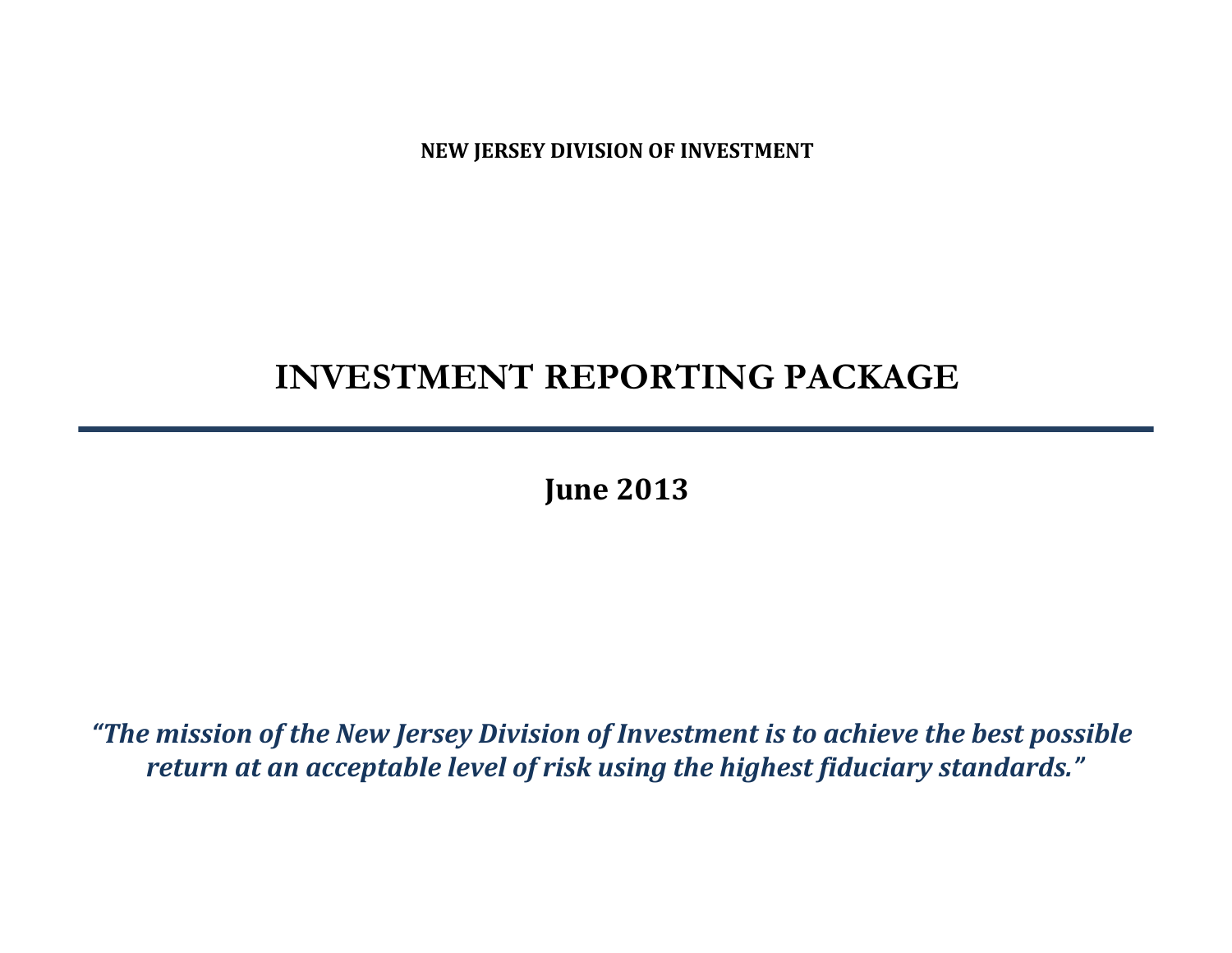**NEW JERSEY DIVISION OF INVESTMENT**

# INVESTMENT REPORTING PACKAGE

---

## June 2013

***"The mission of the New Jersey Division of Investment is to achieve the best possible return at an acceptable level of risk using the highest fiduciary standards."***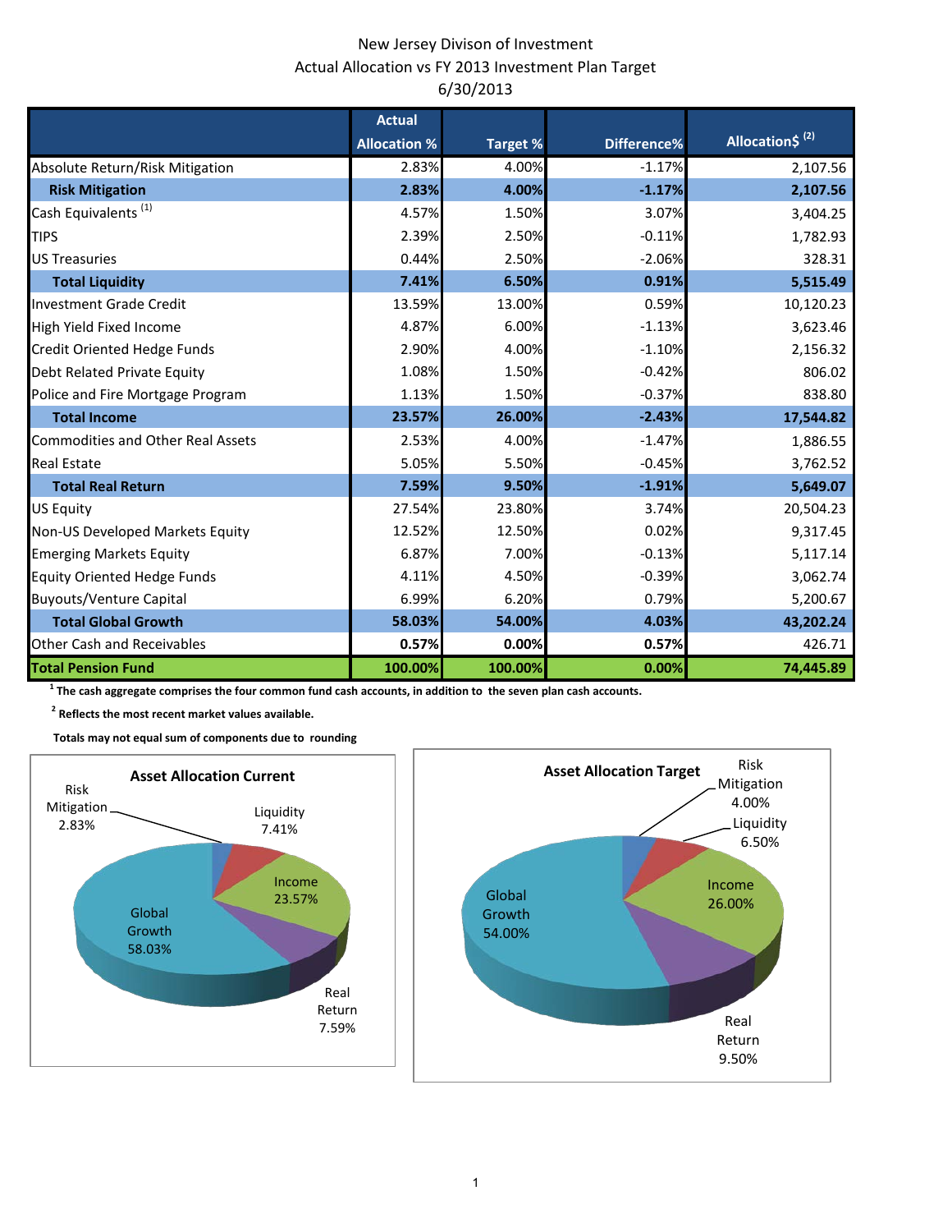# New Jersey Divison of Investment
## Actual Allocation vs FY 2013 Investment Plan Target
## 6/30/2013

| | Actual Allocation % | Target % | Difference% | Allocation$ [2] |
|---|---|---|---|---|
| Absolute Return/Risk Mitigation | 2.83% | 4.00% | -1.17% | 2,107.56 |
| **Risk Mitigation** | **2.83%** | **4.00%** | **-1.17%** | **2,107.56** |
| Cash Equivalents [1] | 4.57% | 1.50% | 3.07% | 3,404.25 |
| TIPS | 2.39% | 2.50% | -0.11% | 1,782.93 |
| US Treasuries | 0.44% | 2.50% | -2.06% | 328.31 |
| **Total Liquidity** | **7.41%** | **6.50%** | **0.91%** | **5,515.49** |
| Investment Grade Credit | 13.59% | 13.00% | 0.59% | 10,120.23 |
| High Yield Fixed Income | 4.87% | 6.00% | -1.13% | 3,623.46 |
| Credit Oriented Hedge Funds | 2.90% | 4.00% | -1.10% | 2,156.32 |
| Debt Related Private Equity | 1.08% | 1.50% | -0.42% | 806.02 |
| Police and Fire Mortgage Program | 1.13% | 1.50% | -0.37% | 838.80 |
| **Total Income** | **23.57%** | **26.00%** | **-2.43%** | **17,544.82** |
| Commodities and Other Real Assets | 2.53% | 4.00% | -1.47% | 1,886.55 |
| Real Estate | 5.05% | 5.50% | -0.45% | 3,762.52 |
| **Total Real Return** | **7.59%** | **9.50%** | **-1.91%** | **5,649.07** |
| US Equity | 27.54% | 23.80% | 3.74% | 20,504.23 |
| Non-US Developed Markets Equity | 12.52% | 12.50% | 0.02% | 9,317.45 |
| Emerging Markets Equity | 6.87% | 7.00% | -0.13% | 5,117.14 |
| Equity Oriented Hedge Funds | 4.11% | 4.50% | -0.39% | 3,062.74 |
| Buyouts/Venture Capital | 6.99% | 6.20% | 0.79% | 5,200.67 |
| **Total Global Growth** | **58.03%** | **54.00%** | **4.03%** | **43,202.24** |
| Other Cash and Receivables | **0.57%** | **0.00%** | **0.57%** | 426.71 |
| **Total Pension Fund** | **100.00%** | **100.00%** | **0.00%** | **74,445.89** |

**[1] The cash aggregate comprises the four common fund cash accounts, in addition to the seven plan cash accounts.**

**[2] Reflects the most recent market values available.**

**Totals may not equal sum of components due to rounding**

**Asset Allocation Current**

Risk Mitigation 2.83%; Liquidity 7.41%; Income 23.57%; Real Return 7.59%; Global Growth 58.03%

**Asset Allocation Target**

Risk Mitigation 4.00%; Liquidity 6.50%; Income 26.00%; Real Return 9.50%; Global Growth 54.00%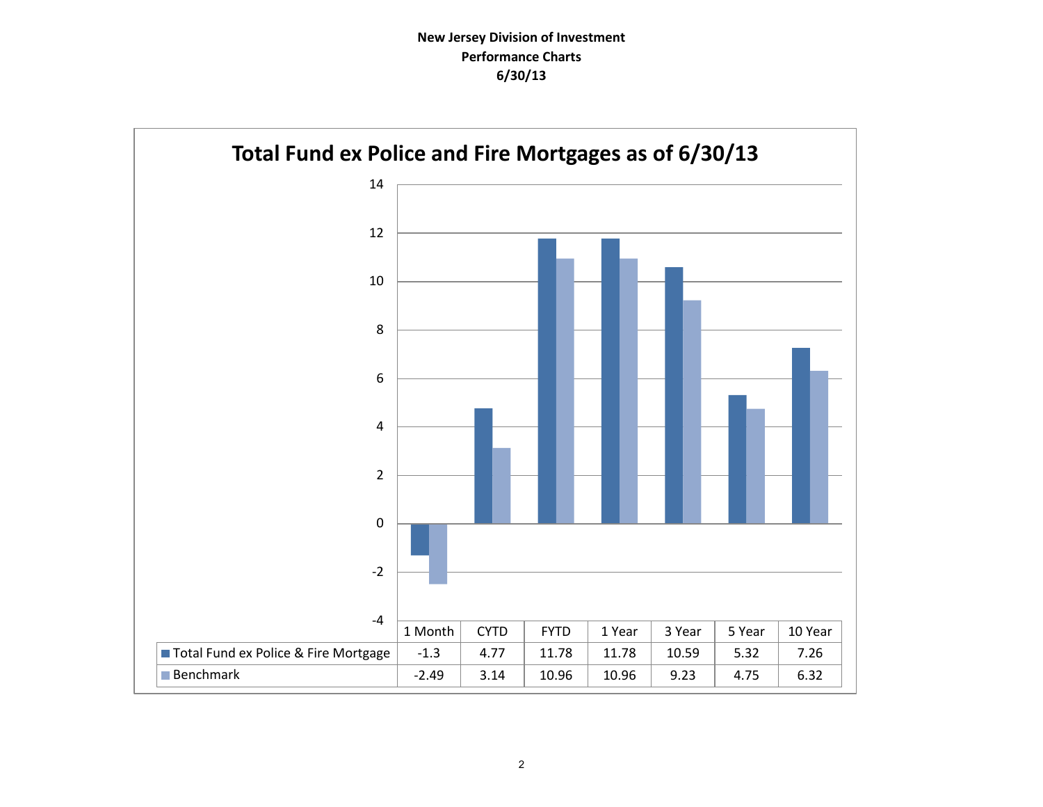**New Jersey Division of Investment**
**Performance Charts**
**6/30/13**

## Total Fund ex Police and Fire Mortgages as of 6/30/13

| | 1 Month | CYTD | FYTD | 1 Year | 3 Year | 5 Year | 10 Year |
|---|---|---|---|---|---|---|---|
| Total Fund ex Police & Fire Mortgage | -1.3 | 4.77 | 11.78 | 11.78 | 10.59 | 5.32 | 7.26 |
| Benchmark | -2.49 | 3.14 | 10.96 | 10.96 | 9.23 | 4.75 | 6.32 |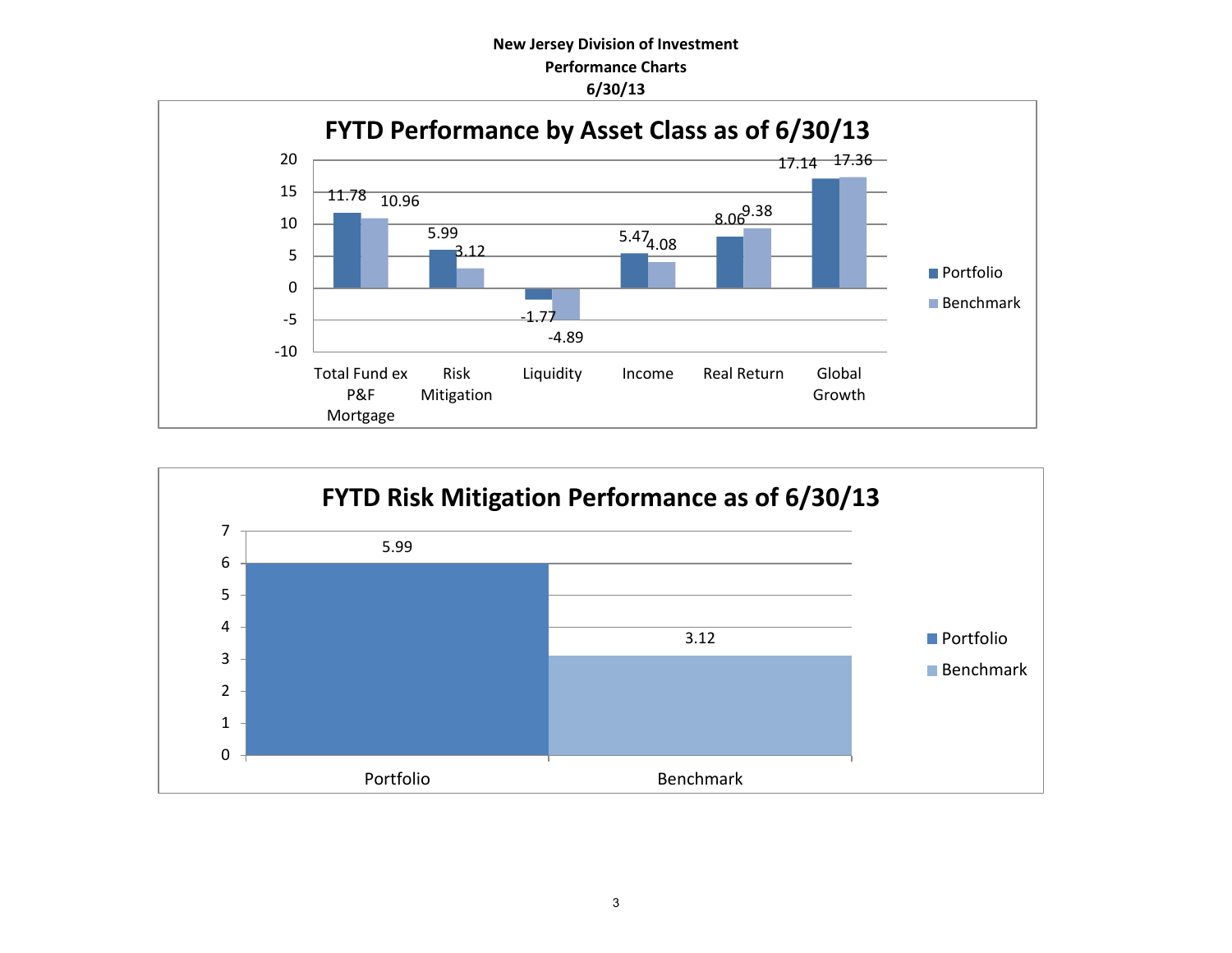**New Jersey Division of Investment**
**Performance Charts**
**6/30/13**

## FYTD Performance by Asset Class as of 6/30/13

| Asset Class | Portfolio | Benchmark |
| --- | --- | --- |
| Total Fund ex P&F Mortgage | 11.78 | 10.96 |
| Risk Mitigation | 5.99 | 3.12 |
| Liquidity | -1.77 | -4.89 |
| Income | 5.47 | 4.08 |
| Real Return | 8.06 | 9.38 |
| Global Growth | 17.14 | 17.36 |

## FYTD Risk Mitigation Performance as of 6/30/13

| | Value |
| --- | --- |
| Portfolio | 5.99 |
| Benchmark | 3.12 |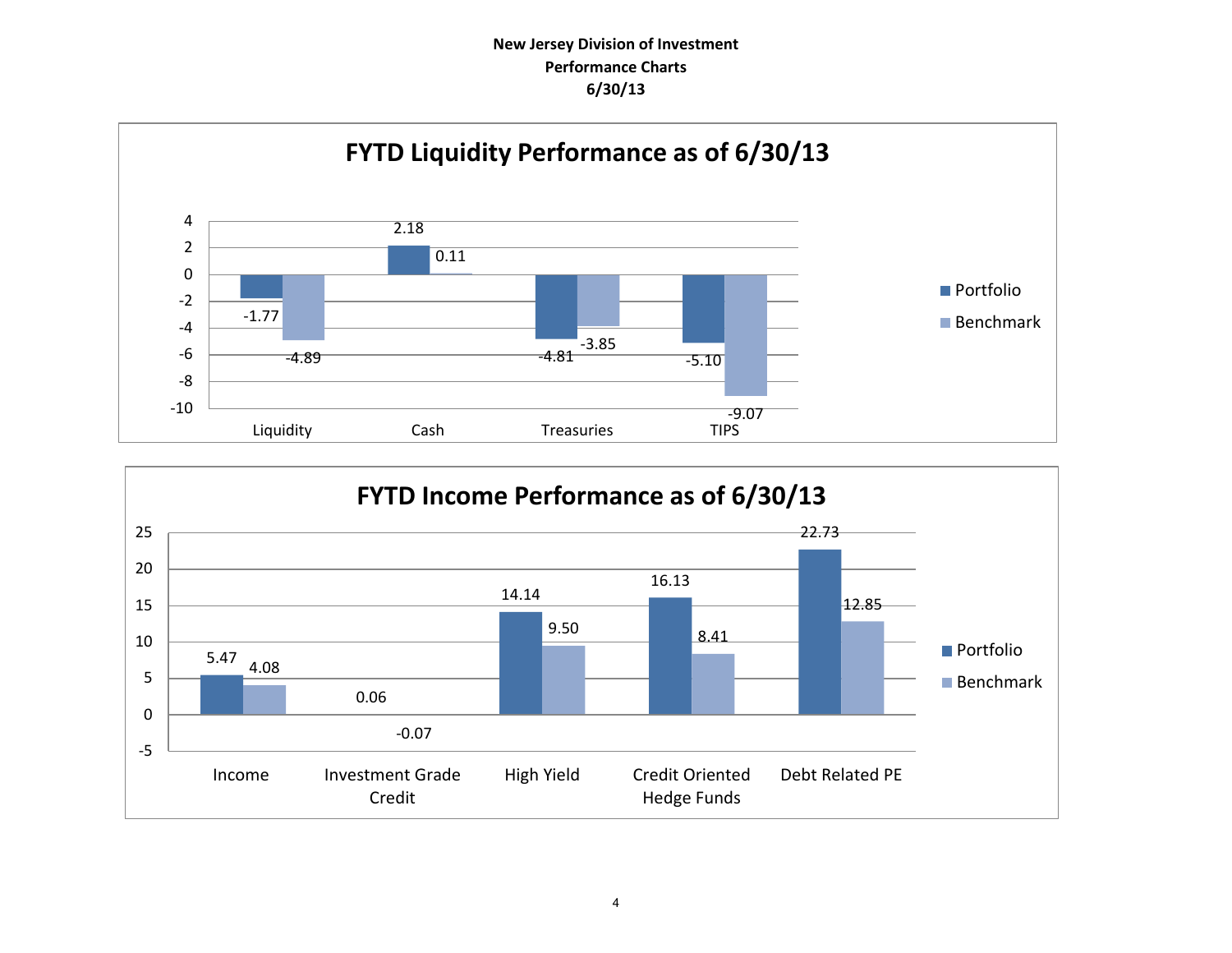**New Jersey Division of Investment**
**Performance Charts**
**6/30/13**

## FYTD Liquidity Performance as of 6/30/13

| | Portfolio | Benchmark |
|---|---|---|
| Liquidity | -1.77 | -4.89 |
| Cash | 2.18 | 0.11 |
| Treasuries | -4.81 | -3.85 |
| TIPS | -5.10 | -9.07 |

## FYTD Income Performance as of 6/30/13

| | Portfolio | Benchmark |
|---|---|---|
| Income | 5.47 | 4.08 |
| Investment Grade Credit | 0.06 | -0.07 |
| High Yield | 14.14 | 9.50 |
| Credit Oriented Hedge Funds | 16.13 | 8.41 |
| Debt Related PE | 22.73 | 12.85 |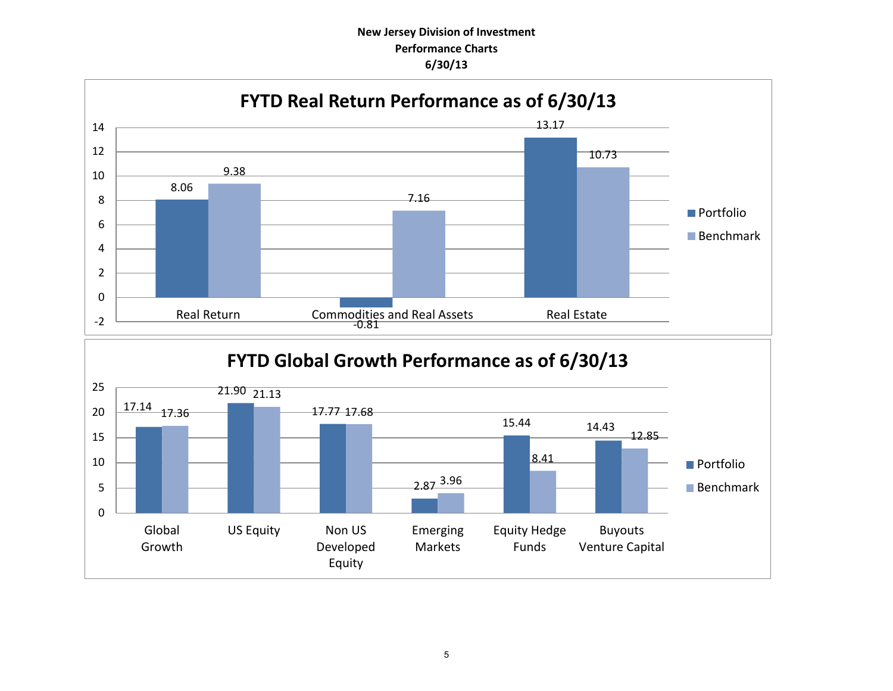**New Jersey Division of Investment**
**Performance Charts**
**6/30/13**

## FYTD Real Return Performance as of 6/30/13

| | Portfolio | Benchmark |
|---|---|---|
| Real Return | 8.06 | 9.38 |
| Commodities and Real Assets | -0.81 | 7.16 |
| Real Estate | 13.17 | 10.73 |

## FYTD Global Growth Performance as of 6/30/13

| | Portfolio | Benchmark |
|---|---|---|
| Global Growth | 17.14 | 17.36 |
| US Equity | 21.90 | 21.13 |
| Non US Developed Equity | 17.77 | 17.68 |
| Emerging Markets | 2.87 | 3.96 |
| Equity Hedge Funds | 15.44 | 8.41 |
| Buyouts Venture Capital | 14.43 | 12.85 |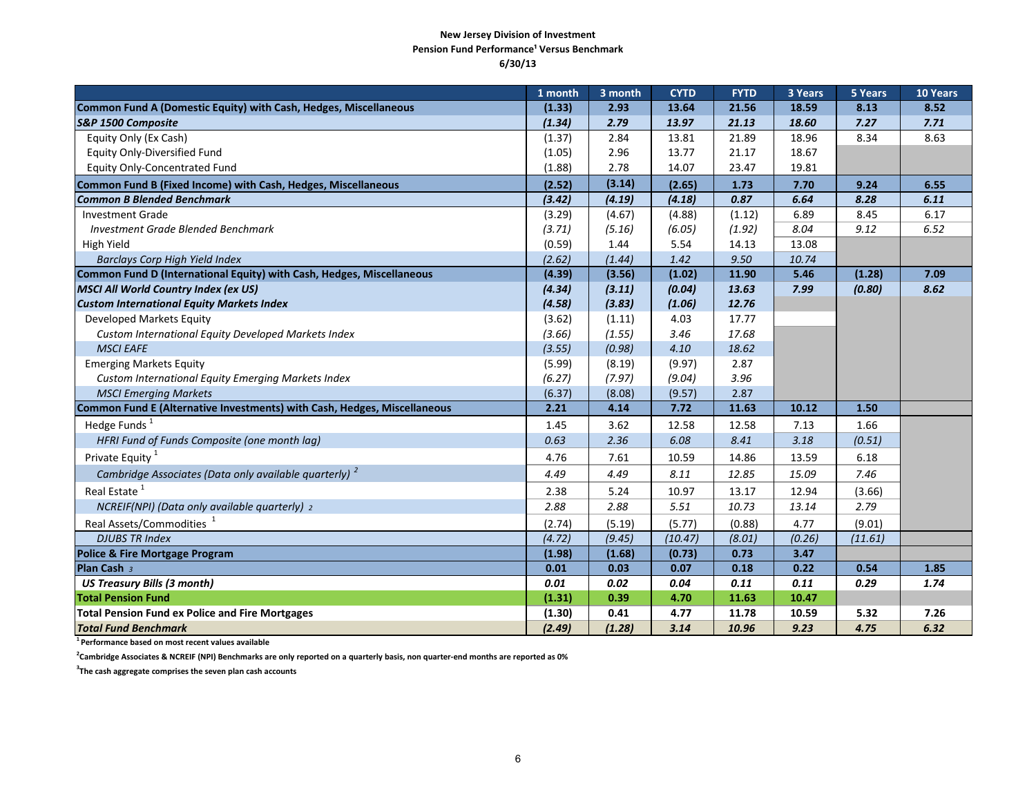**New Jersey Division of Investment**
**Pension Fund Performance[1] Versus Benchmark**
**6/30/13**

| | 1 month | 3 month | CYTD | FYTD | 3 Years | 5 Years | 10 Years |
|---|---|---|---|---|---|---|---|
| **Common Fund A (Domestic Equity) with Cash, Hedges, Miscellaneous** | **(1.33)** | **2.93** | **13.64** | **21.56** | **18.59** | **8.13** | **8.52** |
| ***S&P 1500 Composite*** | ***(1.34)*** | ***2.79*** | ***13.97*** | ***21.13*** | ***18.60*** | ***7.27*** | ***7.71*** |
| Equity Only (Ex Cash) | (1.37) | 2.84 | 13.81 | 21.89 | 18.96 | 8.34 | 8.63 |
| Equity Only-Diversified Fund | (1.05) | 2.96 | 13.77 | 21.17 | 18.67 | | |
| Equity Only-Concentrated Fund | (1.88) | 2.78 | 14.07 | 23.47 | 19.81 | | |
| **Common Fund B (Fixed Income) with Cash, Hedges, Miscellaneous** | **(2.52)** | **(3.14)** | **(2.65)** | **1.73** | **7.70** | **9.24** | **6.55** |
| ***Common B Blended Benchmark*** | ***(3.42)*** | ***(4.19)*** | ***(4.18)*** | ***0.87*** | ***6.64*** | ***8.28*** | ***6.11*** |
| Investment Grade | (3.29) | (4.67) | (4.88) | (1.12) | 6.89 | 8.45 | 6.17 |
| *Investment Grade Blended Benchmark* | *(3.71)* | *(5.16)* | *(6.05)* | *(1.92)* | *8.04* | *9.12* | *6.52* |
| High Yield | (0.59) | 1.44 | 5.54 | 14.13 | 13.08 | | |
| *Barclays Corp High Yield Index* | *(2.62)* | *(1.44)* | *1.42* | *9.50* | *10.74* | | |
| **Common Fund D (International Equity) with Cash, Hedges, Miscellaneous** | **(4.39)** | **(3.56)** | **(1.02)** | **11.90** | **5.46** | **(1.28)** | **7.09** |
| ***MSCI All World Country Index (ex US)*** | ***(4.34)*** | ***(3.11)*** | ***(0.04)*** | ***13.63*** | ***7.99*** | ***(0.80)*** | ***8.62*** |
| ***Custom International Equity Markets Index*** | ***(4.58)*** | ***(3.83)*** | ***(1.06)*** | ***12.76*** | | | |
| Developed Markets Equity | (3.62) | (1.11) | 4.03 | 17.77 | | | |
| *Custom International Equity Developed Markets Index* | *(3.66)* | *(1.55)* | *3.46* | *17.68* | | | |
| *MSCI EAFE* | *(3.55)* | *(0.98)* | *4.10* | *18.62* | | | |
| Emerging Markets Equity | (5.99) | (8.19) | (9.97) | 2.87 | | | |
| *Custom International Equity Emerging Markets Index* | *(6.27)* | *(7.97)* | *(9.04)* | *3.96* | | | |
| *MSCI Emerging Markets* | (6.37) | (8.08) | (9.57) | 2.87 | | | |
| **Common Fund E (Alternative Investments) with Cash, Hedges, Miscellaneous** | **2.21** | **4.14** | **7.72** | **11.63** | **10.12** | **1.50** | |
| Hedge Funds [1] | 1.45 | 3.62 | 12.58 | 12.58 | 7.13 | 1.66 | |
| *HFRI Fund of Funds Composite (one month lag)* | *0.63* | *2.36* | *6.08* | *8.41* | *3.18* | *(0.51)* | |
| Private Equity [1] | 4.76 | 7.61 | 10.59 | 14.86 | 13.59 | 6.18 | |
| *Cambridge Associates (Data only available quarterly) [2]* | *4.49* | *4.49* | *8.11* | *12.85* | *15.09* | *7.46* | |
| Real Estate [1] | 2.38 | 5.24 | 10.97 | 13.17 | 12.94 | (3.66) | |
| *NCREIF(NPI) (Data only available quarterly) [2]* | *2.88* | *2.88* | *5.51* | *10.73* | *13.14* | *2.79* | |
| Real Assets/Commodities [1] | (2.74) | (5.19) | (5.77) | (0.88) | 4.77 | (9.01) | |
| *DJUBS TR Index* | *(4.72)* | *(9.45)* | *(10.47)* | *(8.01)* | *(0.26)* | *(11.61)* | |
| **Police & Fire Mortgage Program** | **(1.98)** | **(1.68)** | **(0.73)** | **0.73** | **3.47** | | |
| **Plan Cash [3]** | **0.01** | **0.03** | **0.07** | **0.18** | **0.22** | **0.54** | **1.85** |
| ***US Treasury Bills (3 month)*** | ***0.01*** | ***0.02*** | ***0.04*** | ***0.11*** | ***0.11*** | ***0.29*** | ***1.74*** |
| **Total Pension Fund** | **(1.31)** | **0.39** | **4.70** | **11.63** | **10.47** | | |
| **Total Pension Fund ex Police and Fire Mortgages** | **(1.30)** | **0.41** | **4.77** | **11.78** | **10.59** | **5.32** | **7.26** |
| ***Total Fund Benchmark*** | ***(2.49)*** | ***(1.28)*** | ***3.14*** | ***10.96*** | ***9.23*** | ***4.75*** | ***6.32*** |

[1] Performance based on most recent values available

[2] Cambridge Associates & NCREIF (NPI) Benchmarks are only reported on a quarterly basis, non quarter-end months are reported as 0%

[3] The cash aggregate comprises the seven plan cash accounts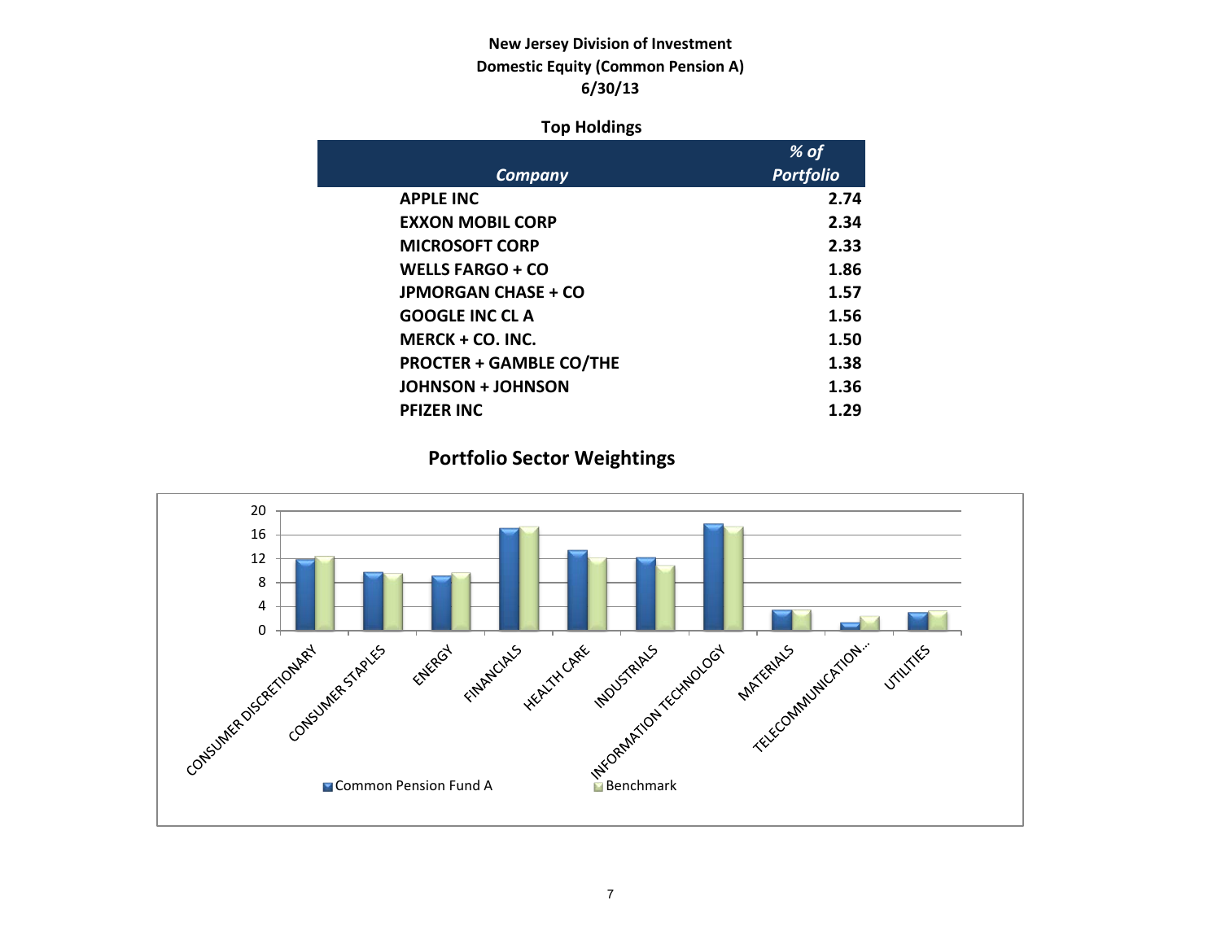**New Jersey Division of Investment**
**Domestic Equity (Common Pension A)**
**6/30/13**

### Top Holdings

| *Company* | *% of Portfolio* |
|---|---|
| **APPLE INC** | **2.74** |
| **EXXON MOBIL CORP** | **2.34** |
| **MICROSOFT CORP** | **2.33** |
| **WELLS FARGO + CO** | **1.86** |
| **JPMORGAN CHASE + CO** | **1.57** |
| **GOOGLE INC CL A** | **1.56** |
| **MERCK + CO. INC.** | **1.50** |
| **PROCTER + GAMBLE CO/THE** | **1.38** |
| **JOHNSON + JOHNSON** | **1.36** |
| **PFIZER INC** | **1.29** |

## Portfolio Sector Weightings

Y-axis: 0, 4, 8, 12, 16, 20

Sectors: CONSUMER DISCRETIONARY, CONSUMER STAPLES, ENERGY, FINANCIALS, HEALTH CARE, INDUSTRIALS, INFORMATION TECHNOLOGY, MATERIALS, TELECOMMUNICATION..., UTILITIES

Legend: Common Pension Fund A, Benchmark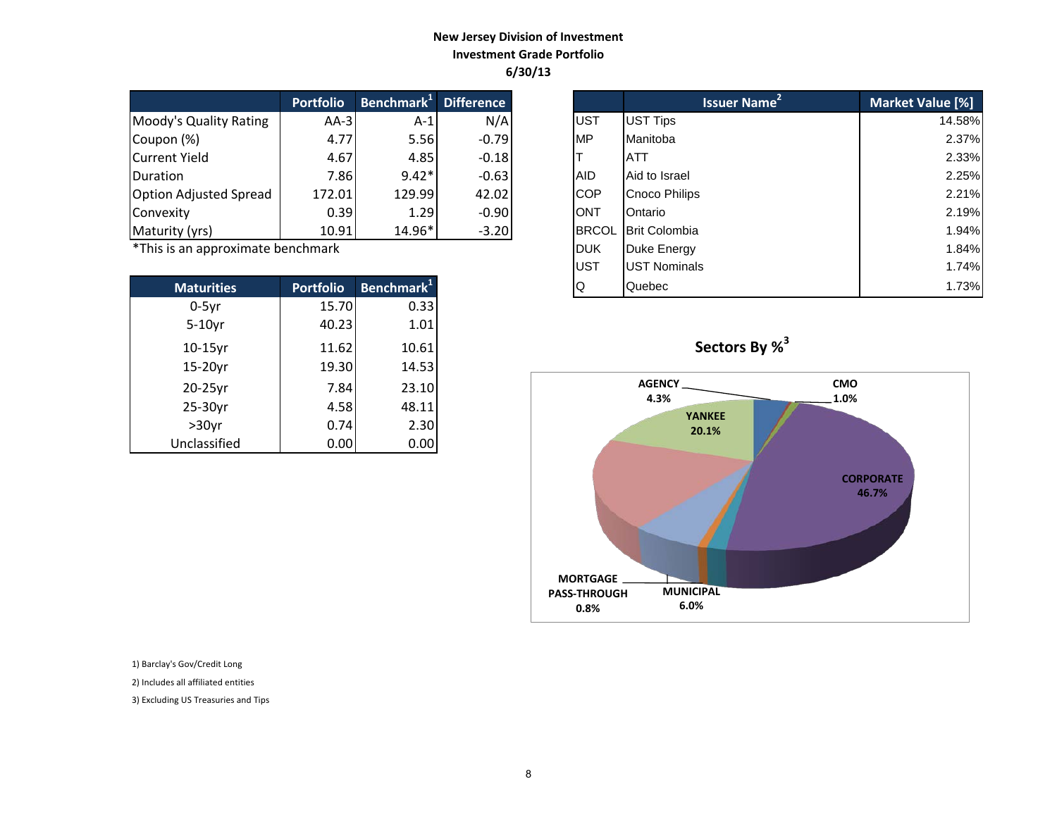**New Jersey Division of Investment**
**Investment Grade Portfolio**
**6/30/13**

| | Portfolio | Benchmark[1] | Difference |
|---|---|---|---|
| Moody's Quality Rating | AA-3 | A-1 | N/A |
| Coupon (%) | 4.77 | 5.56 | -0.79 |
| Current Yield | 4.67 | 4.85 | -0.18 |
| Duration | 7.86 | 9.42* | -0.63 |
| Option Adjusted Spread | 172.01 | 129.99 | 42.02 |
| Convexity | 0.39 | 1.29 | -0.90 |
| Maturity (yrs) | 10.91 | 14.96* | -3.20 |

*This is an approximate benchmark

| Maturities | Portfolio | Benchmark[1] |
|---|---|---|
| 0-5yr | 15.70 | 0.33 |
| 5-10yr | 40.23 | 1.01 |
| 10-15yr | 11.62 | 10.61 |
| 15-20yr | 19.30 | 14.53 |
| 20-25yr | 7.84 | 23.10 |
| 25-30yr | 4.58 | 48.11 |
| >30yr | 0.74 | 2.30 |
| Unclassified | 0.00 | 0.00 |

| | Issuer Name[2] | Market Value [%] |
|---|---|---|
| UST | UST Tips | 14.58% |
| MP | Manitoba | 2.37% |
| T | ATT | 2.33% |
| AID | Aid to Israel | 2.25% |
| COP | Cnoco Philips | 2.21% |
| ONT | Ontario | 2.19% |
| BRCOL | Brit Colombia | 1.94% |
| DUK | Duke Energy | 1.84% |
| UST | UST Nominals | 1.74% |
| Q | Quebec | 1.73% |

**Sectors By %[3]**

| Sector | % |
|---|---|
| AGENCY | 4.3% |
| CMO | 1.0% |
| YANKEE | 20.1% |
| CORPORATE | 46.7% |
| MUNICIPAL | 6.0% |
| MORTGAGE PASS-THROUGH | 0.8% |

1) Barclay's Gov/Credit Long

2) Includes all affiliated entities

3) Excluding US Treasuries and Tips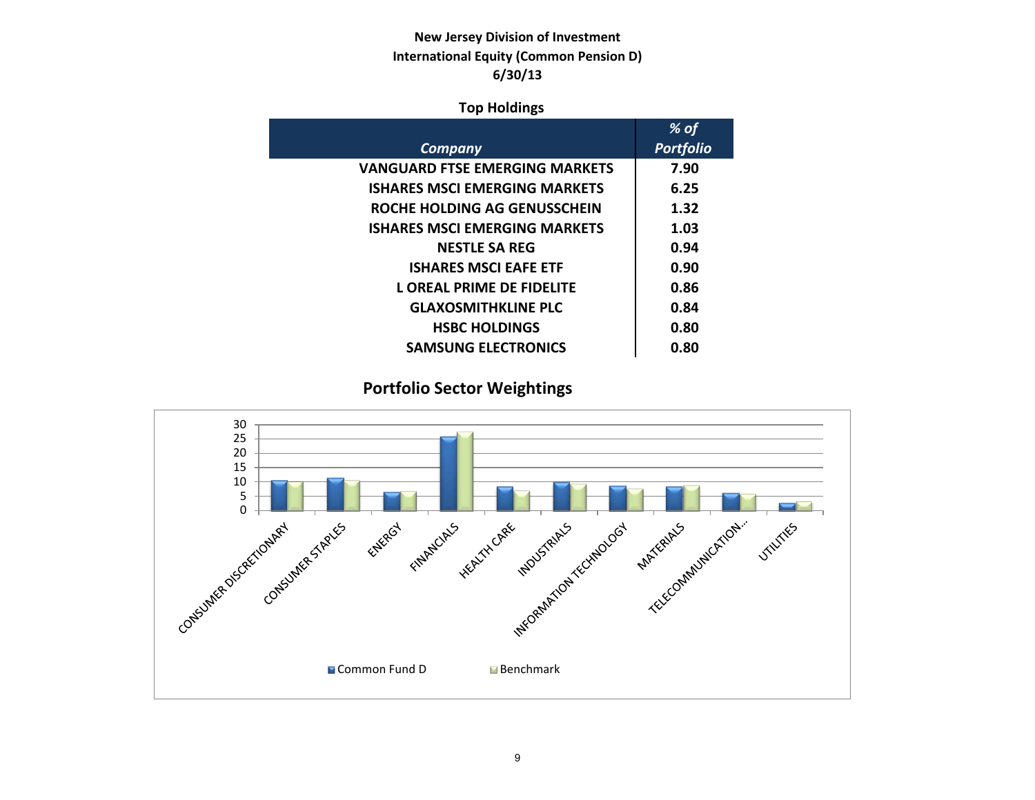**New Jersey Division of Investment**
**International Equity (Common Pension D)**
**6/30/13**

### Top Holdings

| *Company* | *% of Portfolio* |
|---|---|
| VANGUARD FTSE EMERGING MARKETS | 7.90 |
| ISHARES MSCI EMERGING MARKETS | 6.25 |
| ROCHE HOLDING AG GENUSSCHEIN | 1.32 |
| ISHARES MSCI EMERGING MARKETS | 1.03 |
| NESTLE SA REG | 0.94 |
| ISHARES MSCI EAFE ETF | 0.90 |
| L OREAL PRIME DE FIDELITE | 0.86 |
| GLAXOSMITHKLINE PLC | 0.84 |
| HSBC HOLDINGS | 0.80 |
| SAMSUNG ELECTRONICS | 0.80 |

### Portfolio Sector Weightings

Chart categories: CONSUMER DISCRETIONARY, CONSUMER STAPLES, ENERGY, FINANCIALS, HEALTH CARE, INDUSTRIALS, INFORMATION TECHNOLOGY, MATERIALS, TELECOMMUNICATION…, UTILITIES

Legend: Common Fund D, Benchmark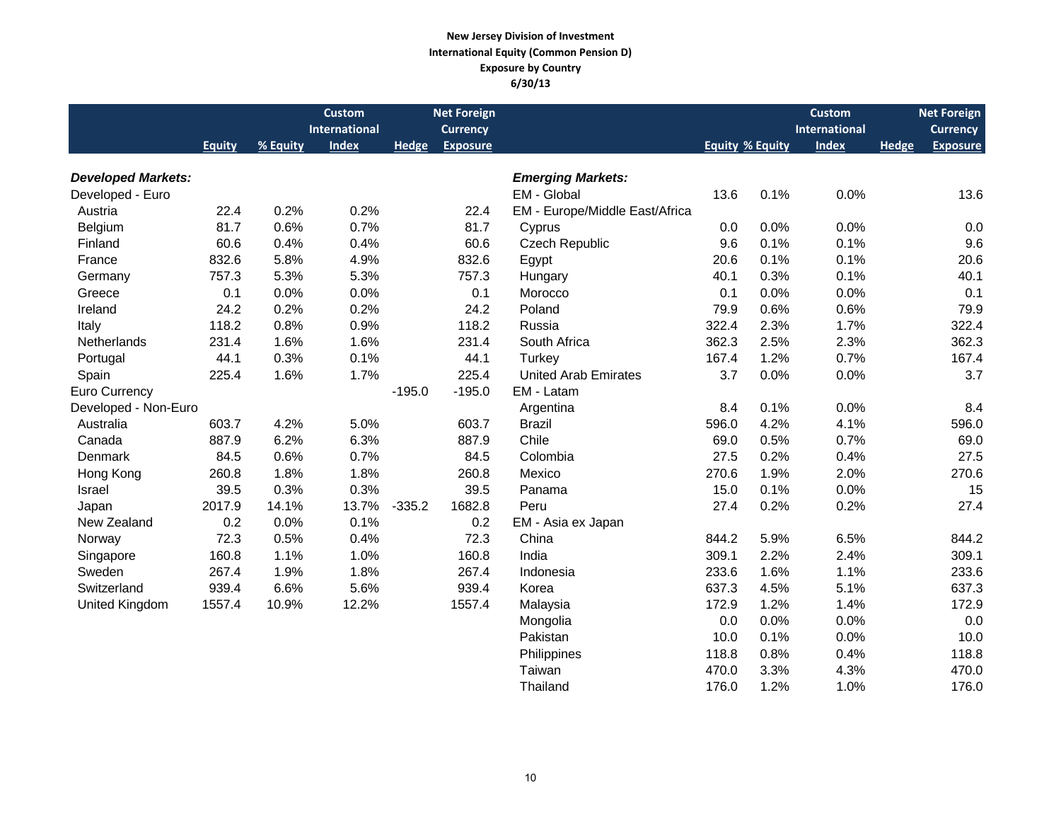**New Jersey Division of Investment**
**International Equity (Common Pension D)**
**Exposure by Country**
**6/30/13**

| | Equity | % Equity | Custom International Index | Hedge | Net Foreign Currency Exposure |
|---|---|---|---|---|---|
| ***Developed Markets:*** | | | | | |
| Developed - Euro | | | | | |
| Austria | 22.4 | 0.2% | 0.2% | | 22.4 |
| Belgium | 81.7 | 0.6% | 0.7% | | 81.7 |
| Finland | 60.6 | 0.4% | 0.4% | | 60.6 |
| France | 832.6 | 5.8% | 4.9% | | 832.6 |
| Germany | 757.3 | 5.3% | 5.3% | | 757.3 |
| Greece | 0.1 | 0.0% | 0.0% | | 0.1 |
| Ireland | 24.2 | 0.2% | 0.2% | | 24.2 |
| Italy | 118.2 | 0.8% | 0.9% | | 118.2 |
| Netherlands | 231.4 | 1.6% | 1.6% | | 231.4 |
| Portugal | 44.1 | 0.3% | 0.1% | | 44.1 |
| Spain | 225.4 | 1.6% | 1.7% | | 225.4 |
| Euro Currency | | | | -195.0 | -195.0 |
| Developed - Non-Euro | | | | | |
| Australia | 603.7 | 4.2% | 5.0% | | 603.7 |
| Canada | 887.9 | 6.2% | 6.3% | | 887.9 |
| Denmark | 84.5 | 0.6% | 0.7% | | 84.5 |
| Hong Kong | 260.8 | 1.8% | 1.8% | | 260.8 |
| Israel | 39.5 | 0.3% | 0.3% | | 39.5 |
| Japan | 2017.9 | 14.1% | 13.7% | -335.2 | 1682.8 |
| New Zealand | 0.2 | 0.0% | 0.1% | | 0.2 |
| Norway | 72.3 | 0.5% | 0.4% | | 72.3 |
| Singapore | 160.8 | 1.1% | 1.0% | | 160.8 |
| Sweden | 267.4 | 1.9% | 1.8% | | 267.4 |
| Switzerland | 939.4 | 6.6% | 5.6% | | 939.4 |
| United Kingdom | 1557.4 | 10.9% | 12.2% | | 1557.4 |

| | Equity | % Equity | Custom International Index | Hedge | Net Foreign Currency Exposure |
|---|---|---|---|---|---|
| ***Emerging Markets:*** | | | | | |
| EM - Global | 13.6 | 0.1% | 0.0% | | 13.6 |
| EM - Europe/Middle East/Africa | | | | | |
| Cyprus | 0.0 | 0.0% | 0.0% | | 0.0 |
| Czech Republic | 9.6 | 0.1% | 0.1% | | 9.6 |
| Egypt | 20.6 | 0.1% | 0.1% | | 20.6 |
| Hungary | 40.1 | 0.3% | 0.1% | | 40.1 |
| Morocco | 0.1 | 0.0% | 0.0% | | 0.1 |
| Poland | 79.9 | 0.6% | 0.6% | | 79.9 |
| Russia | 322.4 | 2.3% | 1.7% | | 322.4 |
| South Africa | 362.3 | 2.5% | 2.3% | | 362.3 |
| Turkey | 167.4 | 1.2% | 0.7% | | 167.4 |
| United Arab Emirates | 3.7 | 0.0% | 0.0% | | 3.7 |
| EM - Latam | | | | | |
| Argentina | 8.4 | 0.1% | 0.0% | | 8.4 |
| Brazil | 596.0 | 4.2% | 4.1% | | 596.0 |
| Chile | 69.0 | 0.5% | 0.7% | | 69.0 |
| Colombia | 27.5 | 0.2% | 0.4% | | 27.5 |
| Mexico | 270.6 | 1.9% | 2.0% | | 270.6 |
| Panama | 15.0 | 0.1% | 0.0% | | 15 |
| Peru | 27.4 | 0.2% | 0.2% | | 27.4 |
| EM - Asia ex Japan | | | | | |
| China | 844.2 | 5.9% | 6.5% | | 844.2 |
| India | 309.1 | 2.2% | 2.4% | | 309.1 |
| Indonesia | 233.6 | 1.6% | 1.1% | | 233.6 |
| Korea | 637.3 | 4.5% | 5.1% | | 637.3 |
| Malaysia | 172.9 | 1.2% | 1.4% | | 172.9 |
| Mongolia | 0.0 | 0.0% | 0.0% | | 0.0 |
| Pakistan | 10.0 | 0.1% | 0.0% | | 10.0 |
| Philippines | 118.8 | 0.8% | 0.4% | | 118.8 |
| Taiwan | 470.0 | 3.3% | 4.3% | | 470.0 |
| Thailand | 176.0 | 1.2% | 1.0% | | 176.0 |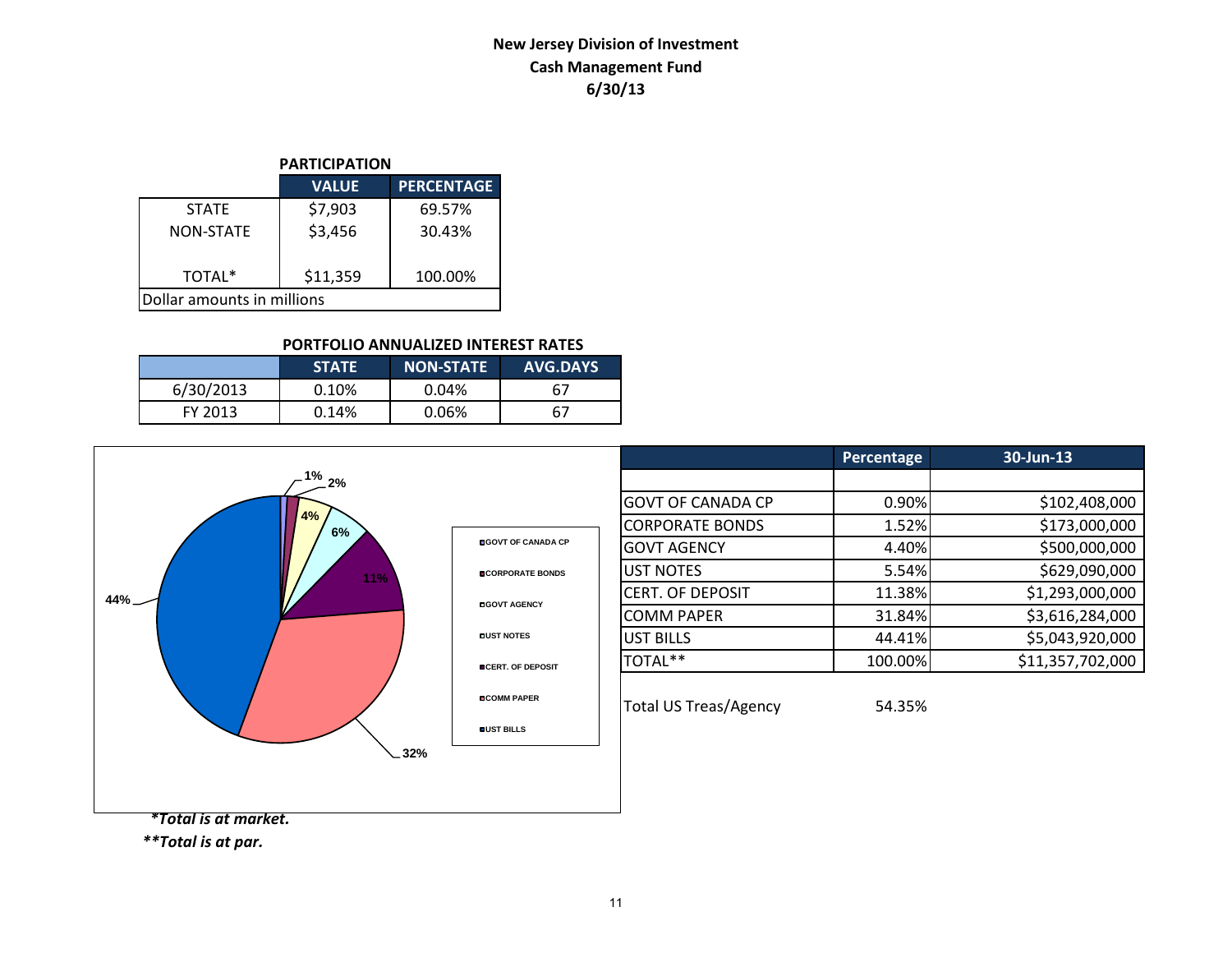# New Jersey Division of Investment
## Cash Management Fund
## 6/30/13

**PARTICIPATION**

| | VALUE | PERCENTAGE |
|---|---|---|
| STATE | $7,903 | 69.57% |
| NON-STATE | $3,456 | 30.43% |
| TOTAL* | $11,359 | 100.00% |
| Dollar amounts in millions | | |

**PORTFOLIO ANNUALIZED INTEREST RATES**

| | STATE | NON-STATE | AVG.DAYS |
|---|---|---|---|
| 6/30/2013 | 0.10% | 0.04% | 67 |
| FY 2013 | 0.14% | 0.06% | 67 |

| | Percentage | 30-Jun-13 |
|---|---|---|
| GOVT OF CANADA CP | 0.90% | $102,408,000 |
| CORPORATE BONDS | 1.52% | $173,000,000 |
| GOVT AGENCY | 4.40% | $500,000,000 |
| UST NOTES | 5.54% | $629,090,000 |
| CERT. OF DEPOSIT | 11.38% | $1,293,000,000 |
| COMM PAPER | 31.84% | $3,616,284,000 |
| UST BILLS | 44.41% | $5,043,920,000 |
| TOTAL** | 100.00% | $11,357,702,000 |

Total US Treas/Agency 54.35%

*\*Total is at market.*

*\*\*Total is at par.*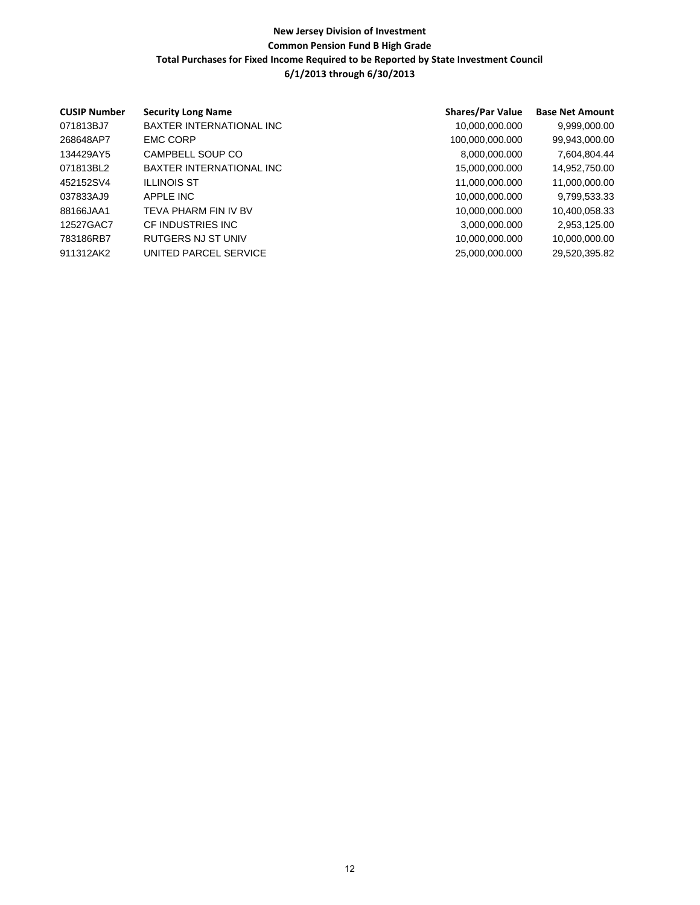**New Jersey Division of Investment**

**Common Pension Fund B High Grade**

**Total Purchases for Fixed Income Required to be Reported by State Investment Council**

**6/1/2013 through 6/30/2013**

| CUSIP Number | Security Long Name | Shares/Par Value | Base Net Amount |
|---|---|---|---|
| 071813BJ7 | BAXTER INTERNATIONAL INC | 10,000,000.000 | 9,999,000.00 |
| 268648AP7 | EMC CORP | 100,000,000.000 | 99,943,000.00 |
| 134429AY5 | CAMPBELL SOUP CO | 8,000,000.000 | 7,604,804.44 |
| 071813BL2 | BAXTER INTERNATIONAL INC | 15,000,000.000 | 14,952,750.00 |
| 452152SV4 | ILLINOIS ST | 11,000,000.000 | 11,000,000.00 |
| 037833AJ9 | APPLE INC | 10,000,000.000 | 9,799,533.33 |
| 88166JAA1 | TEVA PHARM FIN IV BV | 10,000,000.000 | 10,400,058.33 |
| 12527GAC7 | CF INDUSTRIES INC | 3,000,000.000 | 2,953,125.00 |
| 783186RB7 | RUTGERS NJ ST UNIV | 10,000,000.000 | 10,000,000.00 |
| 911312AK2 | UNITED PARCEL SERVICE | 25,000,000.000 | 29,520,395.82 |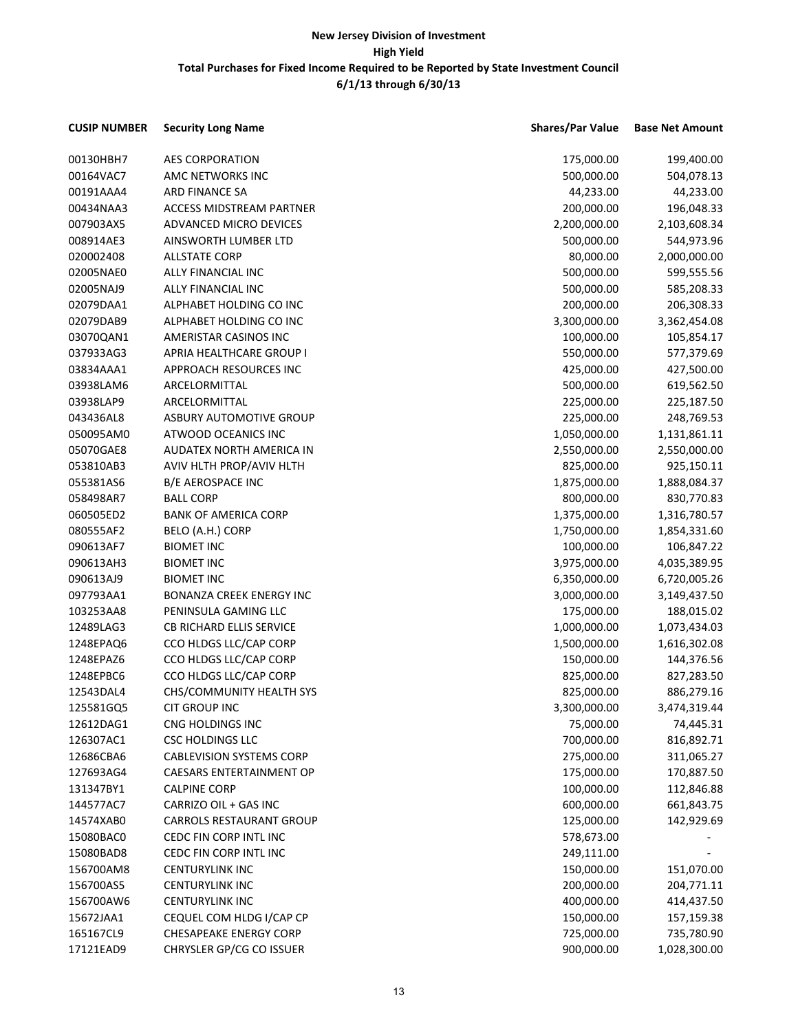**New Jersey Division of Investment**
**High Yield**
**Total Purchases for Fixed Income Required to be Reported by State Investment Council**
**6/1/13 through 6/30/13**

| CUSIP NUMBER | Security Long Name | Shares/Par Value | Base Net Amount |
|---|---|---|---|
| 00130HBH7 | AES CORPORATION | 175,000.00 | 199,400.00 |
| 00164VAC7 | AMC NETWORKS INC | 500,000.00 | 504,078.13 |
| 00191AAA4 | ARD FINANCE SA | 44,233.00 | 44,233.00 |
| 00434NAA3 | ACCESS MIDSTREAM PARTNER | 200,000.00 | 196,048.33 |
| 007903AX5 | ADVANCED MICRO DEVICES | 2,200,000.00 | 2,103,608.34 |
| 008914AE3 | AINSWORTH LUMBER LTD | 500,000.00 | 544,973.96 |
| 020002408 | ALLSTATE CORP | 80,000.00 | 2,000,000.00 |
| 02005NAE0 | ALLY FINANCIAL INC | 500,000.00 | 599,555.56 |
| 02005NAJ9 | ALLY FINANCIAL INC | 500,000.00 | 585,208.33 |
| 02079DAA1 | ALPHABET HOLDING CO INC | 200,000.00 | 206,308.33 |
| 02079DAB9 | ALPHABET HOLDING CO INC | 3,300,000.00 | 3,362,454.08 |
| 03070QAN1 | AMERISTAR CASINOS INC | 100,000.00 | 105,854.17 |
| 037933AG3 | APRIA HEALTHCARE GROUP I | 550,000.00 | 577,379.69 |
| 03834AAA1 | APPROACH RESOURCES INC | 425,000.00 | 427,500.00 |
| 03938LAM6 | ARCELORMITTAL | 500,000.00 | 619,562.50 |
| 03938LAP9 | ARCELORMITTAL | 225,000.00 | 225,187.50 |
| 043436AL8 | ASBURY AUTOMOTIVE GROUP | 225,000.00 | 248,769.53 |
| 050095AM0 | ATWOOD OCEANICS INC | 1,050,000.00 | 1,131,861.11 |
| 05070GAE8 | AUDATEX NORTH AMERICA IN | 2,550,000.00 | 2,550,000.00 |
| 053810AB3 | AVIV HLTH PROP/AVIV HLTH | 825,000.00 | 925,150.11 |
| 055381AS6 | B/E AEROSPACE INC | 1,875,000.00 | 1,888,084.37 |
| 058498AR7 | BALL CORP | 800,000.00 | 830,770.83 |
| 060505ED2 | BANK OF AMERICA CORP | 1,375,000.00 | 1,316,780.57 |
| 080555AF2 | BELO (A.H.) CORP | 1,750,000.00 | 1,854,331.60 |
| 090613AF7 | BIOMET INC | 100,000.00 | 106,847.22 |
| 090613AH3 | BIOMET INC | 3,975,000.00 | 4,035,389.95 |
| 090613AJ9 | BIOMET INC | 6,350,000.00 | 6,720,005.26 |
| 097793AA1 | BONANZA CREEK ENERGY INC | 3,000,000.00 | 3,149,437.50 |
| 103253AA8 | PENINSULA GAMING LLC | 175,000.00 | 188,015.02 |
| 12489LAG3 | CB RICHARD ELLIS SERVICE | 1,000,000.00 | 1,073,434.03 |
| 1248EPAQ6 | CCO HLDGS LLC/CAP CORP | 1,500,000.00 | 1,616,302.08 |
| 1248EPAZ6 | CCO HLDGS LLC/CAP CORP | 150,000.00 | 144,376.56 |
| 1248EPBC6 | CCO HLDGS LLC/CAP CORP | 825,000.00 | 827,283.50 |
| 12543DAL4 | CHS/COMMUNITY HEALTH SYS | 825,000.00 | 886,279.16 |
| 125581GQ5 | CIT GROUP INC | 3,300,000.00 | 3,474,319.44 |
| 12612DAG1 | CNG HOLDINGS INC | 75,000.00 | 74,445.31 |
| 126307AC1 | CSC HOLDINGS LLC | 700,000.00 | 816,892.71 |
| 12686CBA6 | CABLEVISION SYSTEMS CORP | 275,000.00 | 311,065.27 |
| 127693AG4 | CAESARS ENTERTAINMENT OP | 175,000.00 | 170,887.50 |
| 131347BY1 | CALPINE CORP | 100,000.00 | 112,846.88 |
| 144577AC7 | CARRIZO OIL + GAS INC | 600,000.00 | 661,843.75 |
| 14574XAB0 | CARROLS RESTAURANT GROUP | 125,000.00 | 142,929.69 |
| 15080BAC0 | CEDC FIN CORP INTL INC | 578,673.00 | - |
| 15080BAD8 | CEDC FIN CORP INTL INC | 249,111.00 | - |
| 156700AM8 | CENTURYLINK INC | 150,000.00 | 151,070.00 |
| 156700AS5 | CENTURYLINK INC | 200,000.00 | 204,771.11 |
| 156700AW6 | CENTURYLINK INC | 400,000.00 | 414,437.50 |
| 15672JAA1 | CEQUEL COM HLDG I/CAP CP | 150,000.00 | 157,159.38 |
| 165167CL9 | CHESAPEAKE ENERGY CORP | 725,000.00 | 735,780.90 |
| 17121EAD9 | CHRYSLER GP/CG CO ISSUER | 900,000.00 | 1,028,300.00 |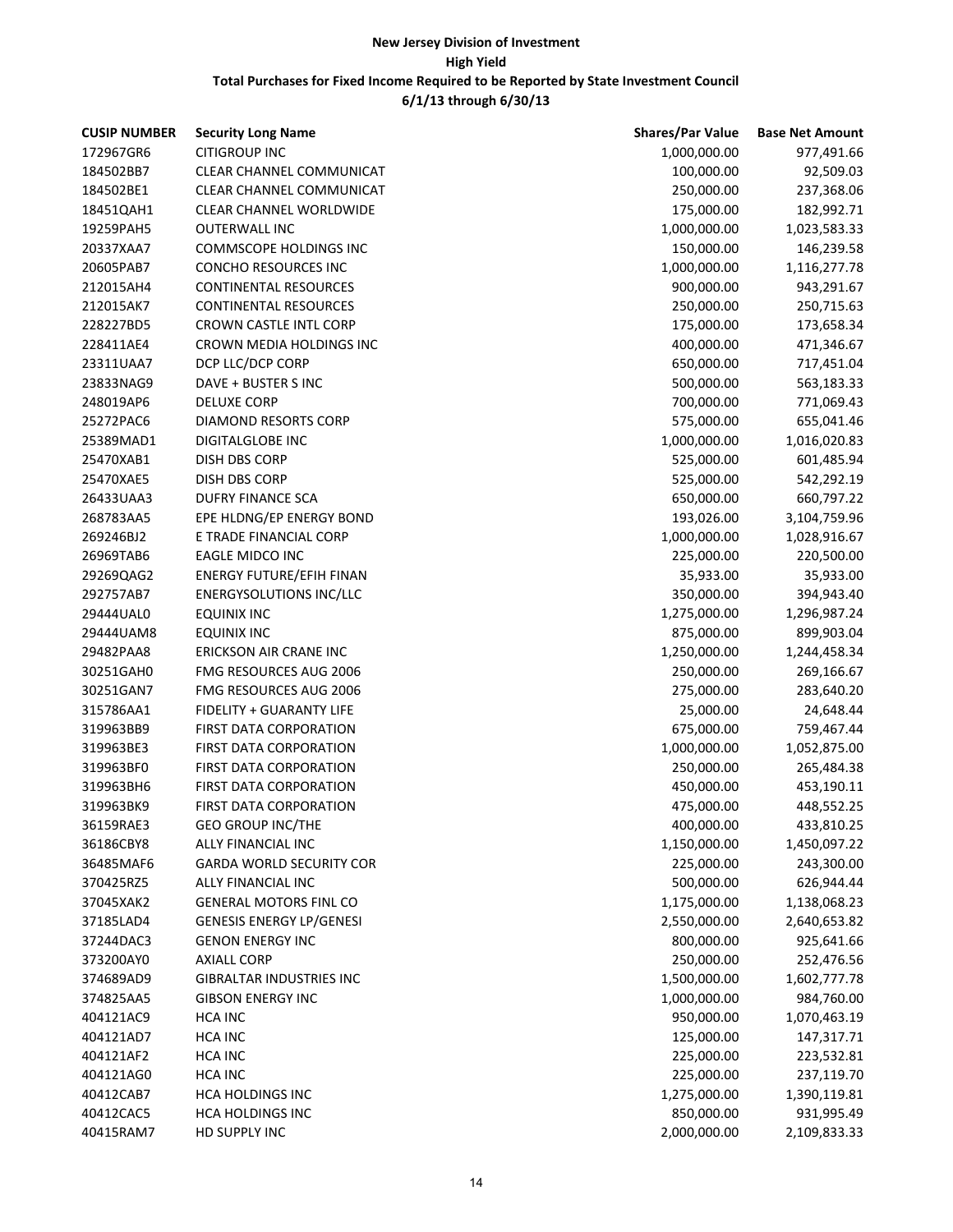**New Jersey Division of Investment**

**High Yield**

**Total Purchases for Fixed Income Required to be Reported by State Investment Council**

**6/1/13 through 6/30/13**

| CUSIP NUMBER | Security Long Name | Shares/Par Value | Base Net Amount |
|---|---|---|---|
| 172967GR6 | CITIGROUP INC | 1,000,000.00 | 977,491.66 |
| 184502BB7 | CLEAR CHANNEL COMMUNICAT | 100,000.00 | 92,509.03 |
| 184502BE1 | CLEAR CHANNEL COMMUNICAT | 250,000.00 | 237,368.06 |
| 18451QAH1 | CLEAR CHANNEL WORLDWIDE | 175,000.00 | 182,992.71 |
| 19259PAH5 | OUTERWALL INC | 1,000,000.00 | 1,023,583.33 |
| 20337XAA7 | COMMSCOPE HOLDINGS INC | 150,000.00 | 146,239.58 |
| 20605PAB7 | CONCHO RESOURCES INC | 1,000,000.00 | 1,116,277.78 |
| 212015AH4 | CONTINENTAL RESOURCES | 900,000.00 | 943,291.67 |
| 212015AK7 | CONTINENTAL RESOURCES | 250,000.00 | 250,715.63 |
| 228227BD5 | CROWN CASTLE INTL CORP | 175,000.00 | 173,658.34 |
| 228411AE4 | CROWN MEDIA HOLDINGS INC | 400,000.00 | 471,346.67 |
| 23311UAA7 | DCP LLC/DCP CORP | 650,000.00 | 717,451.04 |
| 23833NAG9 | DAVE + BUSTER S INC | 500,000.00 | 563,183.33 |
| 248019AP6 | DELUXE CORP | 700,000.00 | 771,069.43 |
| 25272PAC6 | DIAMOND RESORTS CORP | 575,000.00 | 655,041.46 |
| 25389MAD1 | DIGITALGLOBE INC | 1,000,000.00 | 1,016,020.83 |
| 25470XAB1 | DISH DBS CORP | 525,000.00 | 601,485.94 |
| 25470XAE5 | DISH DBS CORP | 525,000.00 | 542,292.19 |
| 26433UAA3 | DUFRY FINANCE SCA | 650,000.00 | 660,797.22 |
| 268783AA5 | EPE HLDNG/EP ENERGY BOND | 193,026.00 | 3,104,759.96 |
| 269246BJ2 | E TRADE FINANCIAL CORP | 1,000,000.00 | 1,028,916.67 |
| 26969TAB6 | EAGLE MIDCO INC | 225,000.00 | 220,500.00 |
| 29269QAG2 | ENERGY FUTURE/EFIH FINAN | 35,933.00 | 35,933.00 |
| 292757AB7 | ENERGYSOLUTIONS INC/LLC | 350,000.00 | 394,943.40 |
| 29444UAL0 | EQUINIX INC | 1,275,000.00 | 1,296,987.24 |
| 29444UAM8 | EQUINIX INC | 875,000.00 | 899,903.04 |
| 29482PAA8 | ERICKSON AIR CRANE INC | 1,250,000.00 | 1,244,458.34 |
| 30251GAH0 | FMG RESOURCES AUG 2006 | 250,000.00 | 269,166.67 |
| 30251GAN7 | FMG RESOURCES AUG 2006 | 275,000.00 | 283,640.20 |
| 315786AA1 | FIDELITY + GUARANTY LIFE | 25,000.00 | 24,648.44 |
| 319963BB9 | FIRST DATA CORPORATION | 675,000.00 | 759,467.44 |
| 319963BE3 | FIRST DATA CORPORATION | 1,000,000.00 | 1,052,875.00 |
| 319963BF0 | FIRST DATA CORPORATION | 250,000.00 | 265,484.38 |
| 319963BH6 | FIRST DATA CORPORATION | 450,000.00 | 453,190.11 |
| 319963BK9 | FIRST DATA CORPORATION | 475,000.00 | 448,552.25 |
| 36159RAE3 | GEO GROUP INC/THE | 400,000.00 | 433,810.25 |
| 36186CBY8 | ALLY FINANCIAL INC | 1,150,000.00 | 1,450,097.22 |
| 36485MAF6 | GARDA WORLD SECURITY COR | 225,000.00 | 243,300.00 |
| 370425RZ5 | ALLY FINANCIAL INC | 500,000.00 | 626,944.44 |
| 37045XAK2 | GENERAL MOTORS FINL CO | 1,175,000.00 | 1,138,068.23 |
| 37185LAD4 | GENESIS ENERGY LP/GENESI | 2,550,000.00 | 2,640,653.82 |
| 37244DAC3 | GENON ENERGY INC | 800,000.00 | 925,641.66 |
| 373200AY0 | AXIALL CORP | 250,000.00 | 252,476.56 |
| 374689AD9 | GIBRALTAR INDUSTRIES INC | 1,500,000.00 | 1,602,777.78 |
| 374825AA5 | GIBSON ENERGY INC | 1,000,000.00 | 984,760.00 |
| 404121AC9 | HCA INC | 950,000.00 | 1,070,463.19 |
| 404121AD7 | HCA INC | 125,000.00 | 147,317.71 |
| 404121AF2 | HCA INC | 225,000.00 | 223,532.81 |
| 404121AG0 | HCA INC | 225,000.00 | 237,119.70 |
| 40412CAB7 | HCA HOLDINGS INC | 1,275,000.00 | 1,390,119.81 |
| 40412CAC5 | HCA HOLDINGS INC | 850,000.00 | 931,995.49 |
| 40415RAM7 | HD SUPPLY INC | 2,000,000.00 | 2,109,833.33 |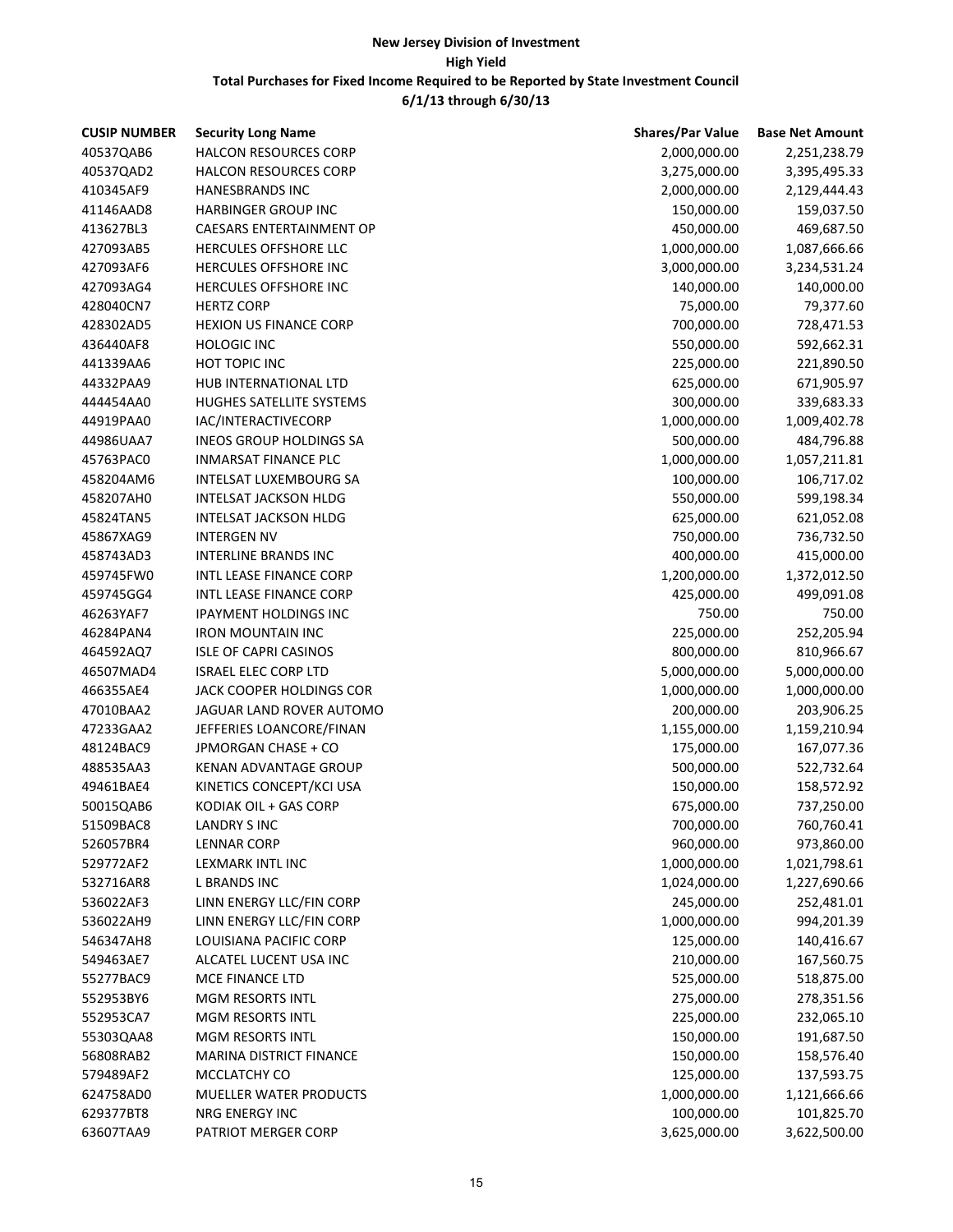**New Jersey Division of Investment**

**High Yield**

**Total Purchases for Fixed Income Required to be Reported by State Investment Council**

**6/1/13 through 6/30/13**

| CUSIP NUMBER | Security Long Name | Shares/Par Value | Base Net Amount |
|---|---|---|---|
| 40537QAB6 | HALCON RESOURCES CORP | 2,000,000.00 | 2,251,238.79 |
| 40537QAD2 | HALCON RESOURCES CORP | 3,275,000.00 | 3,395,495.33 |
| 410345AF9 | HANESBRANDS INC | 2,000,000.00 | 2,129,444.43 |
| 41146AAD8 | HARBINGER GROUP INC | 150,000.00 | 159,037.50 |
| 413627BL3 | CAESARS ENTERTAINMENT OP | 450,000.00 | 469,687.50 |
| 427093AB5 | HERCULES OFFSHORE LLC | 1,000,000.00 | 1,087,666.66 |
| 427093AF6 | HERCULES OFFSHORE INC | 3,000,000.00 | 3,234,531.24 |
| 427093AG4 | HERCULES OFFSHORE INC | 140,000.00 | 140,000.00 |
| 428040CN7 | HERTZ CORP | 75,000.00 | 79,377.60 |
| 428302AD5 | HEXION US FINANCE CORP | 700,000.00 | 728,471.53 |
| 436440AF8 | HOLOGIC INC | 550,000.00 | 592,662.31 |
| 441339AA6 | HOT TOPIC INC | 225,000.00 | 221,890.50 |
| 44332PAA9 | HUB INTERNATIONAL LTD | 625,000.00 | 671,905.97 |
| 444454AA0 | HUGHES SATELLITE SYSTEMS | 300,000.00 | 339,683.33 |
| 44919PAA0 | IAC/INTERACTIVECORP | 1,000,000.00 | 1,009,402.78 |
| 44986UAA7 | INEOS GROUP HOLDINGS SA | 500,000.00 | 484,796.88 |
| 45763PAC0 | INMARSAT FINANCE PLC | 1,000,000.00 | 1,057,211.81 |
| 458204AM6 | INTELSAT LUXEMBOURG SA | 100,000.00 | 106,717.02 |
| 458207AH0 | INTELSAT JACKSON HLDG | 550,000.00 | 599,198.34 |
| 45824TAN5 | INTELSAT JACKSON HLDG | 625,000.00 | 621,052.08 |
| 45867XAG9 | INTERGEN NV | 750,000.00 | 736,732.50 |
| 458743AD3 | INTERLINE BRANDS INC | 400,000.00 | 415,000.00 |
| 459745FW0 | INTL LEASE FINANCE CORP | 1,200,000.00 | 1,372,012.50 |
| 459745GG4 | INTL LEASE FINANCE CORP | 425,000.00 | 499,091.08 |
| 46263YAF7 | IPAYMENT HOLDINGS INC | 750.00 | 750.00 |
| 46284PAN4 | IRON MOUNTAIN INC | 225,000.00 | 252,205.94 |
| 464592AQ7 | ISLE OF CAPRI CASINOS | 800,000.00 | 810,966.67 |
| 46507MAD4 | ISRAEL ELEC CORP LTD | 5,000,000.00 | 5,000,000.00 |
| 466355AE4 | JACK COOPER HOLDINGS COR | 1,000,000.00 | 1,000,000.00 |
| 47010BAA2 | JAGUAR LAND ROVER AUTOMO | 200,000.00 | 203,906.25 |
| 47233GAA2 | JEFFERIES LOANCORE/FINAN | 1,155,000.00 | 1,159,210.94 |
| 48124BAC9 | JPMORGAN CHASE + CO | 175,000.00 | 167,077.36 |
| 488535AA3 | KENAN ADVANTAGE GROUP | 500,000.00 | 522,732.64 |
| 49461BAE4 | KINETICS CONCEPT/KCI USA | 150,000.00 | 158,572.92 |
| 50015QAB6 | KODIAK OIL + GAS CORP | 675,000.00 | 737,250.00 |
| 51509BAC8 | LANDRY S INC | 700,000.00 | 760,760.41 |
| 526057BR4 | LENNAR CORP | 960,000.00 | 973,860.00 |
| 529772AF2 | LEXMARK INTL INC | 1,000,000.00 | 1,021,798.61 |
| 532716AR8 | L BRANDS INC | 1,024,000.00 | 1,227,690.66 |
| 536022AF3 | LINN ENERGY LLC/FIN CORP | 245,000.00 | 252,481.01 |
| 536022AH9 | LINN ENERGY LLC/FIN CORP | 1,000,000.00 | 994,201.39 |
| 546347AH8 | LOUISIANA PACIFIC CORP | 125,000.00 | 140,416.67 |
| 549463AE7 | ALCATEL LUCENT USA INC | 210,000.00 | 167,560.75 |
| 55277BAC9 | MCE FINANCE LTD | 525,000.00 | 518,875.00 |
| 552953BY6 | MGM RESORTS INTL | 275,000.00 | 278,351.56 |
| 552953CA7 | MGM RESORTS INTL | 225,000.00 | 232,065.10 |
| 55303QAA8 | MGM RESORTS INTL | 150,000.00 | 191,687.50 |
| 56808RAB2 | MARINA DISTRICT FINANCE | 150,000.00 | 158,576.40 |
| 579489AF2 | MCCLATCHY CO | 125,000.00 | 137,593.75 |
| 624758AD0 | MUELLER WATER PRODUCTS | 1,000,000.00 | 1,121,666.66 |
| 629377BT8 | NRG ENERGY INC | 100,000.00 | 101,825.70 |
| 63607TAA9 | PATRIOT MERGER CORP | 3,625,000.00 | 3,622,500.00 |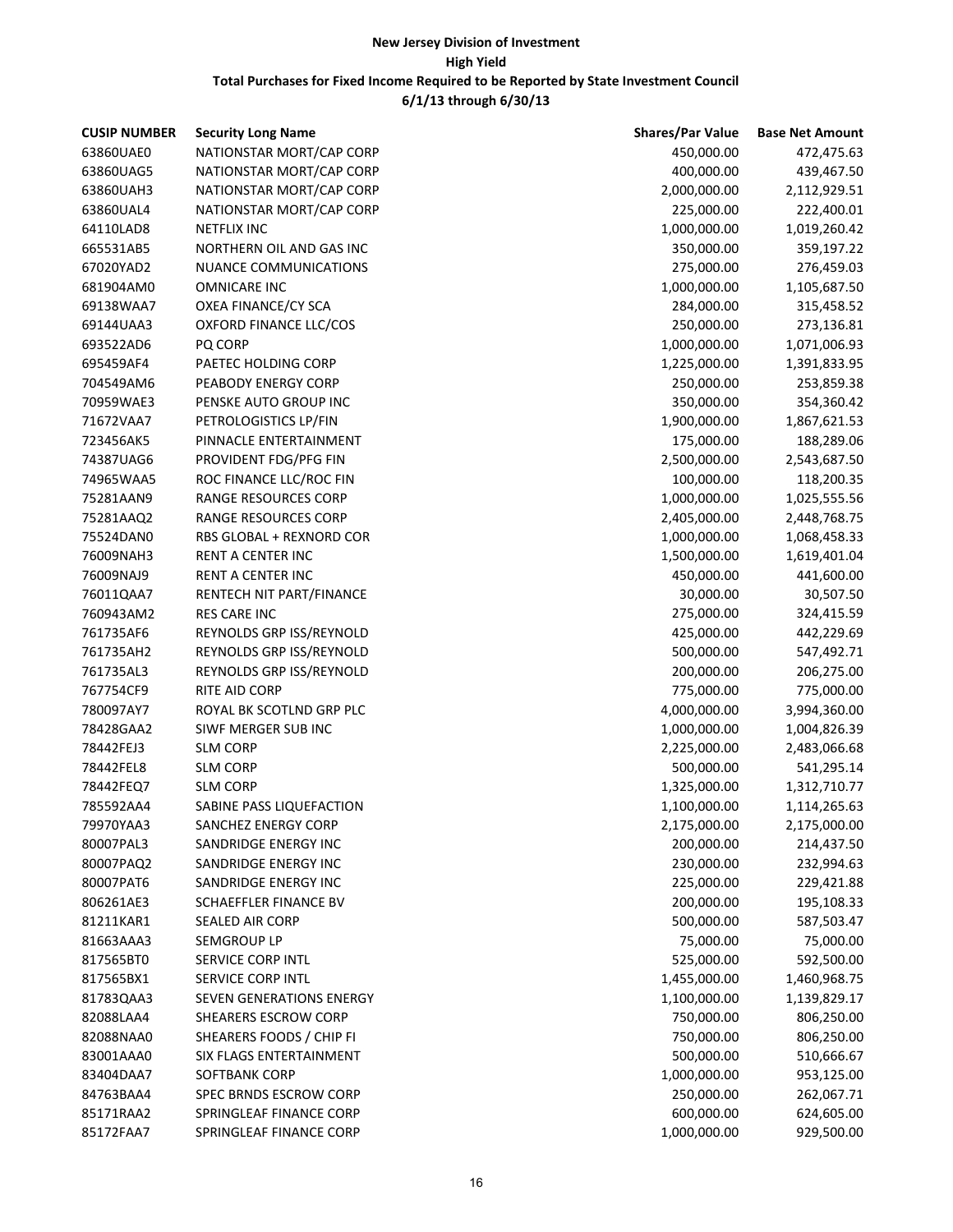# New Jersey Division of Investment

## High Yield

### Total Purchases for Fixed Income Required to be Reported by State Investment Council

### 6/1/13 through 6/30/13

| CUSIP NUMBER | Security Long Name | Shares/Par Value | Base Net Amount |
|---|---|---|---|
| 63860UAE0 | NATIONSTAR MORT/CAP CORP | 450,000.00 | 472,475.63 |
| 63860UAG5 | NATIONSTAR MORT/CAP CORP | 400,000.00 | 439,467.50 |
| 63860UAH3 | NATIONSTAR MORT/CAP CORP | 2,000,000.00 | 2,112,929.51 |
| 63860UAL4 | NATIONSTAR MORT/CAP CORP | 225,000.00 | 222,400.01 |
| 64110LAD8 | NETFLIX INC | 1,000,000.00 | 1,019,260.42 |
| 665531AB5 | NORTHERN OIL AND GAS INC | 350,000.00 | 359,197.22 |
| 67020YAD2 | NUANCE COMMUNICATIONS | 275,000.00 | 276,459.03 |
| 681904AM0 | OMNICARE INC | 1,000,000.00 | 1,105,687.50 |
| 69138WAA7 | OXEA FINANCE/CY SCA | 284,000.00 | 315,458.52 |
| 69144UAA3 | OXFORD FINANCE LLC/COS | 250,000.00 | 273,136.81 |
| 693522AD6 | PQ CORP | 1,000,000.00 | 1,071,006.93 |
| 695459AF4 | PAETEC HOLDING CORP | 1,225,000.00 | 1,391,833.95 |
| 704549AM6 | PEABODY ENERGY CORP | 250,000.00 | 253,859.38 |
| 70959WAE3 | PENSKE AUTO GROUP INC | 350,000.00 | 354,360.42 |
| 71672VAA7 | PETROLOGISTICS LP/FIN | 1,900,000.00 | 1,867,621.53 |
| 723456AK5 | PINNACLE ENTERTAINMENT | 175,000.00 | 188,289.06 |
| 74387UAG6 | PROVIDENT FDG/PFG FIN | 2,500,000.00 | 2,543,687.50 |
| 74965WAA5 | ROC FINANCE LLC/ROC FIN | 100,000.00 | 118,200.35 |
| 75281AAN9 | RANGE RESOURCES CORP | 1,000,000.00 | 1,025,555.56 |
| 75281AAQ2 | RANGE RESOURCES CORP | 2,405,000.00 | 2,448,768.75 |
| 75524DAN0 | RBS GLOBAL + REXNORD COR | 1,000,000.00 | 1,068,458.33 |
| 76009NAH3 | RENT A CENTER INC | 1,500,000.00 | 1,619,401.04 |
| 76009NAJ9 | RENT A CENTER INC | 450,000.00 | 441,600.00 |
| 76011QAA7 | RENTECH NIT PART/FINANCE | 30,000.00 | 30,507.50 |
| 760943AM2 | RES CARE INC | 275,000.00 | 324,415.59 |
| 761735AF6 | REYNOLDS GRP ISS/REYNOLD | 425,000.00 | 442,229.69 |
| 761735AH2 | REYNOLDS GRP ISS/REYNOLD | 500,000.00 | 547,492.71 |
| 761735AL3 | REYNOLDS GRP ISS/REYNOLD | 200,000.00 | 206,275.00 |
| 767754CF9 | RITE AID CORP | 775,000.00 | 775,000.00 |
| 780097AY7 | ROYAL BK SCOTLND GRP PLC | 4,000,000.00 | 3,994,360.00 |
| 78428GAA2 | SIWF MERGER SUB INC | 1,000,000.00 | 1,004,826.39 |
| 78442FEJ3 | SLM CORP | 2,225,000.00 | 2,483,066.68 |
| 78442FEL8 | SLM CORP | 500,000.00 | 541,295.14 |
| 78442FEQ7 | SLM CORP | 1,325,000.00 | 1,312,710.77 |
| 785592AA4 | SABINE PASS LIQUEFACTION | 1,100,000.00 | 1,114,265.63 |
| 79970YAA3 | SANCHEZ ENERGY CORP | 2,175,000.00 | 2,175,000.00 |
| 80007PAL3 | SANDRIDGE ENERGY INC | 200,000.00 | 214,437.50 |
| 80007PAQ2 | SANDRIDGE ENERGY INC | 230,000.00 | 232,994.63 |
| 80007PAT6 | SANDRIDGE ENERGY INC | 225,000.00 | 229,421.88 |
| 806261AE3 | SCHAEFFLER FINANCE BV | 200,000.00 | 195,108.33 |
| 81211KAR1 | SEALED AIR CORP | 500,000.00 | 587,503.47 |
| 81663AAA3 | SEMGROUP LP | 75,000.00 | 75,000.00 |
| 817565BT0 | SERVICE CORP INTL | 525,000.00 | 592,500.00 |
| 817565BX1 | SERVICE CORP INTL | 1,455,000.00 | 1,460,968.75 |
| 81783QAA3 | SEVEN GENERATIONS ENERGY | 1,100,000.00 | 1,139,829.17 |
| 82088LAA4 | SHEARERS ESCROW CORP | 750,000.00 | 806,250.00 |
| 82088NAA0 | SHEARERS FOODS / CHIP FI | 750,000.00 | 806,250.00 |
| 83001AAA0 | SIX FLAGS ENTERTAINMENT | 500,000.00 | 510,666.67 |
| 83404DAA7 | SOFTBANK CORP | 1,000,000.00 | 953,125.00 |
| 84763BAA4 | SPEC BRNDS ESCROW CORP | 250,000.00 | 262,067.71 |
| 85171RAA2 | SPRINGLEAF FINANCE CORP | 600,000.00 | 624,605.00 |
| 85172FAA7 | SPRINGLEAF FINANCE CORP | 1,000,000.00 | 929,500.00 |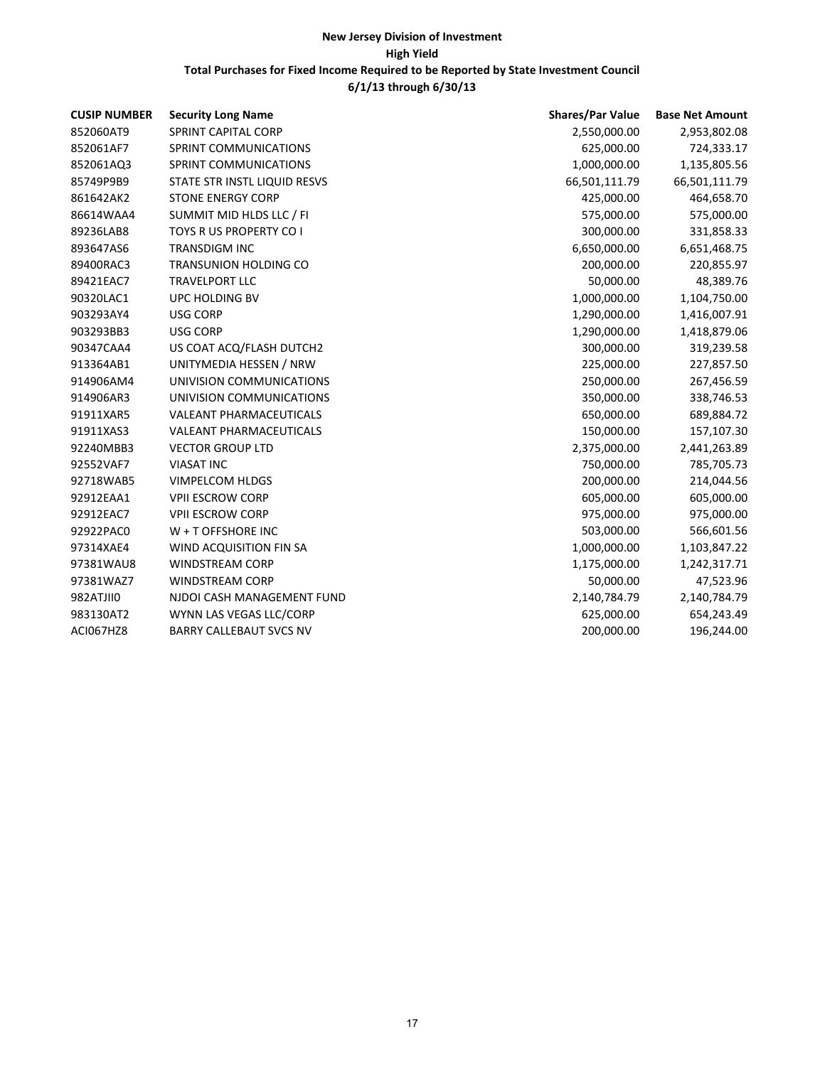# New Jersey Division of Investment

## High Yield

### Total Purchases for Fixed Income Required to be Reported by State Investment Council

### 6/1/13 through 6/30/13

| CUSIP NUMBER | Security Long Name | Shares/Par Value | Base Net Amount |
|---|---|---|---|
| 852060AT9 | SPRINT CAPITAL CORP | 2,550,000.00 | 2,953,802.08 |
| 852061AF7 | SPRINT COMMUNICATIONS | 625,000.00 | 724,333.17 |
| 852061AQ3 | SPRINT COMMUNICATIONS | 1,000,000.00 | 1,135,805.56 |
| 85749P9B9 | STATE STR INSTL LIQUID RESVS | 66,501,111.79 | 66,501,111.79 |
| 861642AK2 | STONE ENERGY CORP | 425,000.00 | 464,658.70 |
| 86614WAA4 | SUMMIT MID HLDS LLC / FI | 575,000.00 | 575,000.00 |
| 89236LAB8 | TOYS R US PROPERTY CO I | 300,000.00 | 331,858.33 |
| 893647AS6 | TRANSDIGM INC | 6,650,000.00 | 6,651,468.75 |
| 89400RAC3 | TRANSUNION HOLDING CO | 200,000.00 | 220,855.97 |
| 89421EAC7 | TRAVELPORT LLC | 50,000.00 | 48,389.76 |
| 90320LAC1 | UPC HOLDING BV | 1,000,000.00 | 1,104,750.00 |
| 903293AY4 | USG CORP | 1,290,000.00 | 1,416,007.91 |
| 903293BB3 | USG CORP | 1,290,000.00 | 1,418,879.06 |
| 90347CAA4 | US COAT ACQ/FLASH DUTCH2 | 300,000.00 | 319,239.58 |
| 913364AB1 | UNITYMEDIA HESSEN / NRW | 225,000.00 | 227,857.50 |
| 914906AM4 | UNIVISION COMMUNICATIONS | 250,000.00 | 267,456.59 |
| 914906AR3 | UNIVISION COMMUNICATIONS | 350,000.00 | 338,746.53 |
| 91911XAR5 | VALEANT PHARMACEUTICALS | 650,000.00 | 689,884.72 |
| 91911XAS3 | VALEANT PHARMACEUTICALS | 150,000.00 | 157,107.30 |
| 92240MBB3 | VECTOR GROUP LTD | 2,375,000.00 | 2,441,263.89 |
| 92552VAF7 | VIASAT INC | 750,000.00 | 785,705.73 |
| 92718WAB5 | VIMPELCOM HLDGS | 200,000.00 | 214,044.56 |
| 92912EAA1 | VPII ESCROW CORP | 605,000.00 | 605,000.00 |
| 92912EAC7 | VPII ESCROW CORP | 975,000.00 | 975,000.00 |
| 92922PAC0 | W + T OFFSHORE INC | 503,000.00 | 566,601.56 |
| 97314XAE4 | WIND ACQUISITION FIN SA | 1,000,000.00 | 1,103,847.22 |
| 97381WAU8 | WINDSTREAM CORP | 1,175,000.00 | 1,242,317.71 |
| 97381WAZ7 | WINDSTREAM CORP | 50,000.00 | 47,523.96 |
| 982ATJII0 | NJDOI CASH MANAGEMENT FUND | 2,140,784.79 | 2,140,784.79 |
| 983130AT2 | WYNN LAS VEGAS LLC/CORP | 625,000.00 | 654,243.49 |
| ACI067HZ8 | BARRY CALLEBAUT SVCS NV | 200,000.00 | 196,244.00 |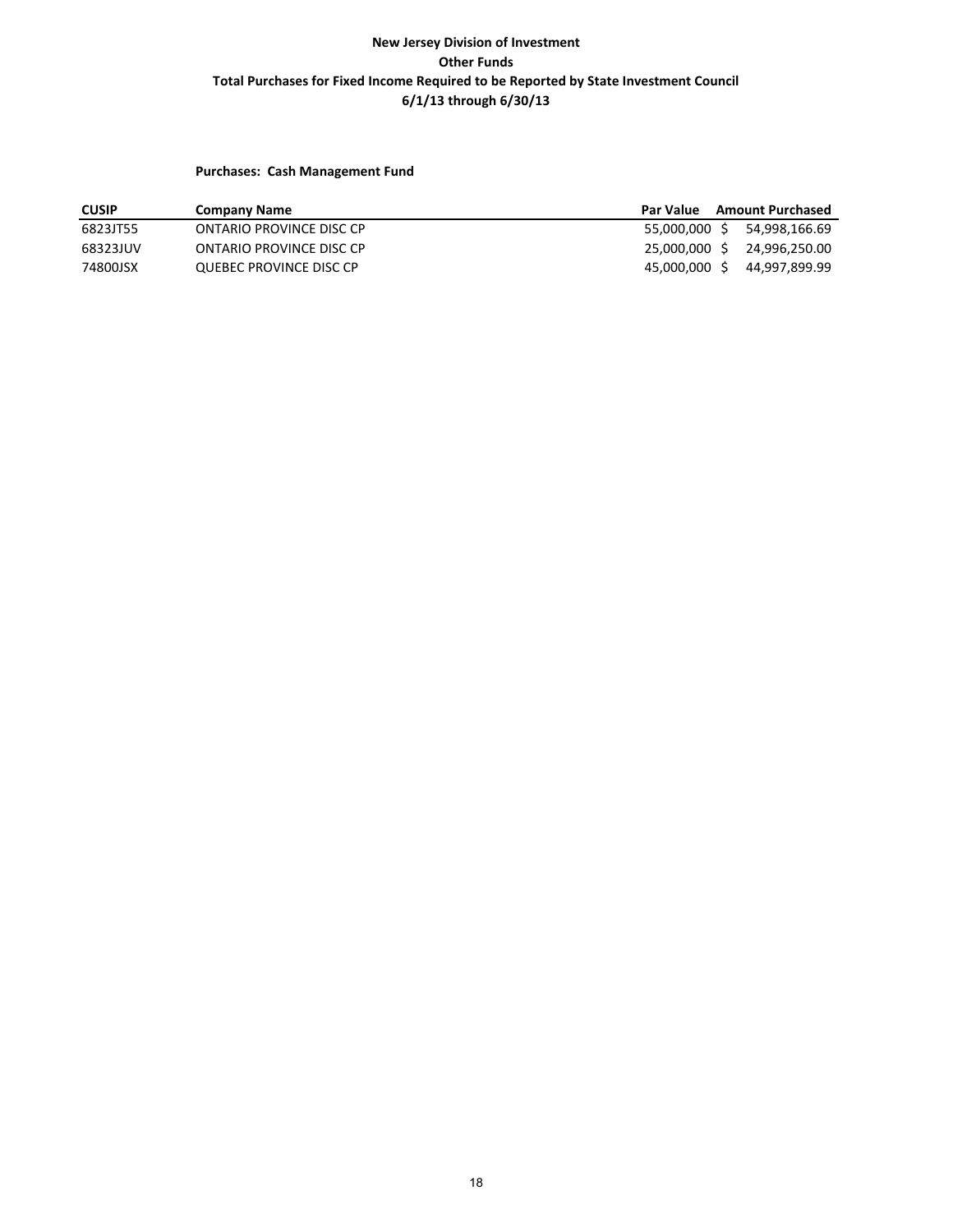**New Jersey Division of Investment**

**Other Funds**

**Total Purchases for Fixed Income Required to be Reported by State Investment Council**

**6/1/13 through 6/30/13**

**Purchases: Cash Management Fund**

| CUSIP | Company Name | Par Value | Amount Purchased |
|---|---|---|---|
| 6823JT55 | ONTARIO PROVINCE DISC CP | 55,000,000 | $ 54,998,166.69 |
| 68323JUV | ONTARIO PROVINCE DISC CP | 25,000,000 | $ 24,996,250.00 |
| 74800JSX | QUEBEC PROVINCE DISC CP | 45,000,000 | $ 44,997,899.99 |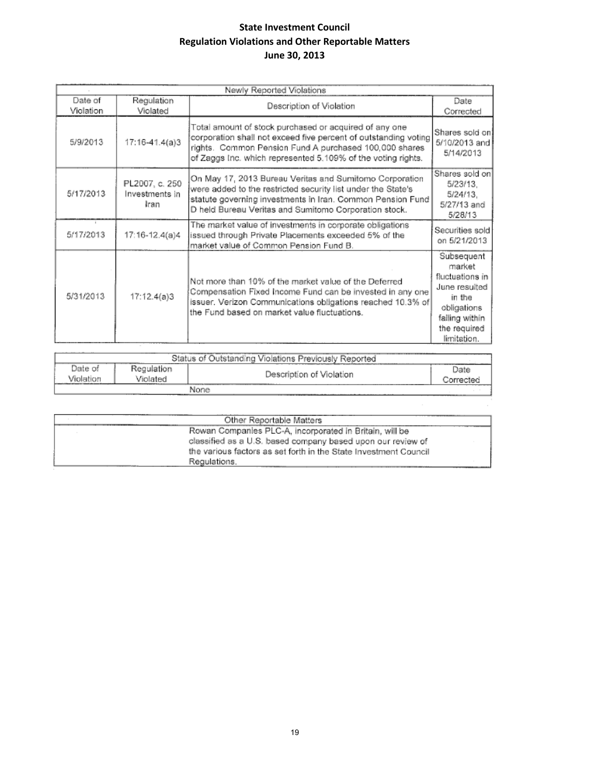# State Investment Council
## Regulation Violations and Other Reportable Matters
### June 30, 2013

| Newly Reported Violations | | | |
|---|---|---|---|
| Date of Violation | Regulation Violated | Description of Violation | Date Corrected |
| 5/9/2013 | 17:16-41.4(a)3 | Total amount of stock purchased or acquired of any one corporation shall not exceed five percent of outstanding voting rights. Common Pension Fund A purchased 100,000 shares of Zaggs Inc. which represented 5.109% of the voting rights. | Shares sold on 5/10/2013 and 5/14/2013 |
| 5/17/2013 | PL2007, c. 250 Investments in Iran | On May 17, 2013 Bureau Veritas and Sumitomo Corporation were added to the restricted security list under the State's statute governing investments in Iran. Common Pension Fund D held Bureau Veritas and Sumitomo Corporation stock. | Shares sold on 5/23/13, 5/24/13, 5/27/13 and 5/28/13 |
| 5/17/2013 | 17:16-12.4(a)4 | The market value of investments in corporate obligations issued through Private Placements exceeded 5% of the market value of Common Pension Fund B. | Securities sold on 5/21/2013 |
| 5/31/2013 | 17:12.4(a)3 | Not more than 10% of the market value of the Deferred Compensation Fixed Income Fund can be invested in any one issuer. Verizon Communications obligations reached 10.3% of the Fund based on market value fluctuations. | Subsequent market fluctuations in June resulted in the obligations falling within the required limitation. |

| Status of Outstanding Violations Previously Reported | | | |
|---|---|---|---|
| Date of Violation | Regulation Violated | Description of Violation | Date Corrected |
| | | None | |

| Other Reportable Matters |
|---|
| Rowan Companies PLC-A, incorporated in Britain, will be classified as a U.S. based company based upon our review of the various factors as set forth in the State Investment Council Regulations. |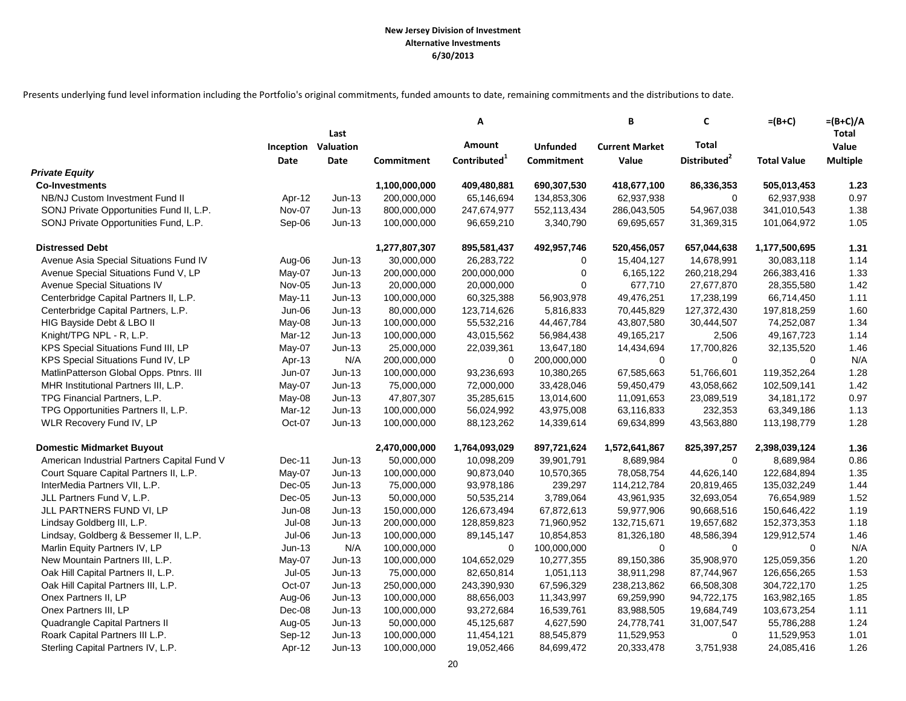**New Jersey Division of Investment**
**Alternative Investments**
**6/30/2013**

Presents underlying fund level information including the Portfolio's original commitments, funded amounts to date, remaining commitments and the distributions to date.

| | Inception Date | Last Valuation Date | Commitment | A<br>Amount Contributed[1] | Unfunded Commitment | B<br>Current Market Value | C<br>Total Distributed[2] | =(B+C)<br>Total Value | =(B+C)/A<br>Total Value Multiple |
|---|---|---|---|---|---|---|---|---|---|
| ***Private Equity*** | | | | | | | | | |
| **Co-Investments** | | | **1,100,000,000** | **409,480,881** | **690,307,530** | **418,677,100** | **86,336,353** | **505,013,453** | **1.23** |
| NB/NJ Custom Investment Fund II | Apr-12 | Jun-13 | 200,000,000 | 65,146,694 | 134,853,306 | 62,937,938 | 0 | 62,937,938 | 0.97 |
| SONJ Private Opportunities Fund II, L.P. | Nov-07 | Jun-13 | 800,000,000 | 247,674,977 | 552,113,434 | 286,043,505 | 54,967,038 | 341,010,543 | 1.38 |
| SONJ Private Opportunities Fund, L.P. | Sep-06 | Jun-13 | 100,000,000 | 96,659,210 | 3,340,790 | 69,695,657 | 31,369,315 | 101,064,972 | 1.05 |
| **Distressed Debt** | | | **1,277,807,307** | **895,581,437** | **492,957,746** | **520,456,057** | **657,044,638** | **1,177,500,695** | **1.31** |
| Avenue Asia Special Situations Fund IV | Aug-06 | Jun-13 | 30,000,000 | 26,283,722 | 0 | 15,404,127 | 14,678,991 | 30,083,118 | 1.14 |
| Avenue Special Situations Fund V, LP | May-07 | Jun-13 | 200,000,000 | 200,000,000 | 0 | 6,165,122 | 260,218,294 | 266,383,416 | 1.33 |
| Avenue Special Situations IV | Nov-05 | Jun-13 | 20,000,000 | 20,000,000 | 0 | 677,710 | 27,677,870 | 28,355,580 | 1.42 |
| Centerbridge Capital Partners II, L.P. | May-11 | Jun-13 | 100,000,000 | 60,325,388 | 56,903,978 | 49,476,251 | 17,238,199 | 66,714,450 | 1.11 |
| Centerbridge Capital Partners, L.P. | Jun-06 | Jun-13 | 80,000,000 | 123,714,626 | 5,816,833 | 70,445,829 | 127,372,430 | 197,818,259 | 1.60 |
| HIG Bayside Debt & LBO II | May-08 | Jun-13 | 100,000,000 | 55,532,216 | 44,467,784 | 43,807,580 | 30,444,507 | 74,252,087 | 1.34 |
| Knight/TPG NPL - R, L.P. | Mar-12 | Jun-13 | 100,000,000 | 43,015,562 | 56,984,438 | 49,165,217 | 2,506 | 49,167,723 | 1.14 |
| KPS Special Situations Fund III, LP | May-07 | Jun-13 | 25,000,000 | 22,039,361 | 13,647,180 | 14,434,694 | 17,700,826 | 32,135,520 | 1.46 |
| KPS Special Situations Fund IV, LP | Apr-13 | N/A | 200,000,000 | 0 | 200,000,000 | 0 | 0 | 0 | N/A |
| MatlinPatterson Global Opps. Ptnrs. III | Jun-07 | Jun-13 | 100,000,000 | 93,236,693 | 10,380,265 | 67,585,663 | 51,766,601 | 119,352,264 | 1.28 |
| MHR Institutional Partners III, L.P. | May-07 | Jun-13 | 75,000,000 | 72,000,000 | 33,428,046 | 59,450,479 | 43,058,662 | 102,509,141 | 1.42 |
| TPG Financial Partners, L.P. | May-08 | Jun-13 | 47,807,307 | 35,285,615 | 13,014,600 | 11,091,653 | 23,089,519 | 34,181,172 | 0.97 |
| TPG Opportunities Partners II, L.P. | Mar-12 | Jun-13 | 100,000,000 | 56,024,992 | 43,975,008 | 63,116,833 | 232,353 | 63,349,186 | 1.13 |
| WLR Recovery Fund IV, LP | Oct-07 | Jun-13 | 100,000,000 | 88,123,262 | 14,339,614 | 69,634,899 | 43,563,880 | 113,198,779 | 1.28 |
| **Domestic Midmarket Buyout** | | | **2,470,000,000** | **1,764,093,029** | **897,721,624** | **1,572,641,867** | **825,397,257** | **2,398,039,124** | **1.36** |
| American Industrial Partners Capital Fund V | Dec-11 | Jun-13 | 50,000,000 | 10,098,209 | 39,901,791 | 8,689,984 | 0 | 8,689,984 | 0.86 |
| Court Square Capital Partners II, L.P. | May-07 | Jun-13 | 100,000,000 | 90,873,040 | 10,570,365 | 78,058,754 | 44,626,140 | 122,684,894 | 1.35 |
| InterMedia Partners VII, L.P. | Dec-05 | Jun-13 | 75,000,000 | 93,978,186 | 239,297 | 114,212,784 | 20,819,465 | 135,032,249 | 1.44 |
| JLL Partners Fund V, L.P. | Dec-05 | Jun-13 | 50,000,000 | 50,535,214 | 3,789,064 | 43,961,935 | 32,693,054 | 76,654,989 | 1.52 |
| JLL PARTNERS FUND VI, LP | Jun-08 | Jun-13 | 150,000,000 | 126,673,494 | 67,872,613 | 59,977,906 | 90,668,516 | 150,646,422 | 1.19 |
| Lindsay Goldberg III, L.P. | Jul-08 | Jun-13 | 200,000,000 | 128,859,823 | 71,960,952 | 132,715,671 | 19,657,682 | 152,373,353 | 1.18 |
| Lindsay, Goldberg & Bessemer II, L.P. | Jul-06 | Jun-13 | 100,000,000 | 89,145,147 | 10,854,853 | 81,326,180 | 48,586,394 | 129,912,574 | 1.46 |
| Marlin Equity Partners IV, LP | Jun-13 | N/A | 100,000,000 | 0 | 100,000,000 | 0 | 0 | 0 | N/A |
| New Mountain Partners III, L.P. | May-07 | Jun-13 | 100,000,000 | 104,652,029 | 10,277,355 | 89,150,386 | 35,908,970 | 125,059,356 | 1.20 |
| Oak Hill Capital Partners II, L.P. | Jul-05 | Jun-13 | 75,000,000 | 82,650,814 | 1,051,113 | 38,911,298 | 87,744,967 | 126,656,265 | 1.53 |
| Oak Hill Capital Partners III, L.P. | Oct-07 | Jun-13 | 250,000,000 | 243,390,930 | 67,596,329 | 238,213,862 | 66,508,308 | 304,722,170 | 1.25 |
| Onex Partners II, LP | Aug-06 | Jun-13 | 100,000,000 | 88,656,003 | 11,343,997 | 69,259,990 | 94,722,175 | 163,982,165 | 1.85 |
| Onex Partners III, LP | Dec-08 | Jun-13 | 100,000,000 | 93,272,684 | 16,539,761 | 83,988,505 | 19,684,749 | 103,673,254 | 1.11 |
| Quadrangle Capital Partners II | Aug-05 | Jun-13 | 50,000,000 | 45,125,687 | 4,627,590 | 24,778,741 | 31,007,547 | 55,786,288 | 1.24 |
| Roark Capital Partners III L.P. | Sep-12 | Jun-13 | 100,000,000 | 11,454,121 | 88,545,879 | 11,529,953 | 0 | 11,529,953 | 1.01 |
| Sterling Capital Partners IV, L.P. | Apr-12 | Jun-13 | 100,000,000 | 19,052,466 | 84,699,472 | 20,333,478 | 3,751,938 | 24,085,416 | 1.26 |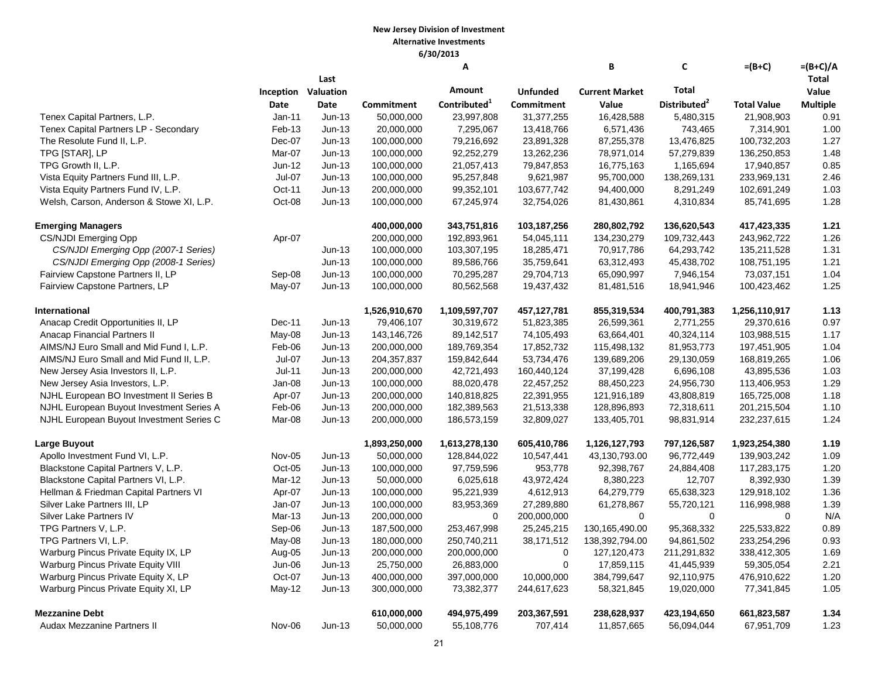**New Jersey Division of Investment**
**Alternative Investments**
**6/30/2013**

| | Inception Date | Last Valuation Date | Commitment | A<br>Amount Contributed[1] | Unfunded Commitment | B<br>Current Market Value | C<br>Total Distributed[2] | =(B+C)<br>Total Value | =(B+C)/A<br>Total Value Multiple |
|---|---|---|---|---|---|---|---|---|---|
| Tenex Capital Partners, L.P. | Jan-11 | Jun-13 | 50,000,000 | 23,997,808 | 31,377,255 | 16,428,588 | 5,480,315 | 21,908,903 | 0.91 |
| Tenex Capital Partners LP - Secondary | Feb-13 | Jun-13 | 20,000,000 | 7,295,067 | 13,418,766 | 6,571,436 | 743,465 | 7,314,901 | 1.00 |
| The Resolute Fund II, L.P. | Dec-07 | Jun-13 | 100,000,000 | 79,216,692 | 23,891,328 | 87,255,378 | 13,476,825 | 100,732,203 | 1.27 |
| TPG [STAR], LP | Mar-07 | Jun-13 | 100,000,000 | 92,252,279 | 13,262,236 | 78,971,014 | 57,279,839 | 136,250,853 | 1.48 |
| TPG Growth II, L.P. | Jun-12 | Jun-13 | 100,000,000 | 21,057,413 | 79,847,853 | 16,775,163 | 1,165,694 | 17,940,857 | 0.85 |
| Vista Equity Partners Fund III, L.P. | Jul-07 | Jun-13 | 100,000,000 | 95,257,848 | 9,621,987 | 95,700,000 | 138,269,131 | 233,969,131 | 2.46 |
| Vista Equity Partners Fund IV, L.P. | Oct-11 | Jun-13 | 200,000,000 | 99,352,101 | 103,677,742 | 94,400,000 | 8,291,249 | 102,691,249 | 1.03 |
| Welsh, Carson, Anderson & Stowe XI, L.P. | Oct-08 | Jun-13 | 100,000,000 | 67,245,974 | 32,754,026 | 81,430,861 | 4,310,834 | 85,741,695 | 1.28 |
| **Emerging Managers** | | | **400,000,000** | **343,751,816** | **103,187,256** | **280,802,792** | **136,620,543** | **417,423,335** | **1.21** |
| CS/NJDI Emerging Opp | Apr-07 | | 200,000,000 | 192,893,961 | 54,045,111 | 134,230,279 | 109,732,443 | 243,962,722 | 1.26 |
| *CS/NJDI Emerging Opp (2007-1 Series)* | | Jun-13 | 100,000,000 | 103,307,195 | 18,285,471 | 70,917,786 | 64,293,742 | 135,211,528 | 1.31 |
| *CS/NJDI Emerging Opp (2008-1 Series)* | | Jun-13 | 100,000,000 | 89,586,766 | 35,759,641 | 63,312,493 | 45,438,702 | 108,751,195 | 1.21 |
| Fairview Capstone Partners II, LP | Sep-08 | Jun-13 | 100,000,000 | 70,295,287 | 29,704,713 | 65,090,997 | 7,946,154 | 73,037,151 | 1.04 |
| Fairview Capstone Partners, LP | May-07 | Jun-13 | 100,000,000 | 80,562,568 | 19,437,432 | 81,481,516 | 18,941,946 | 100,423,462 | 1.25 |
| **International** | | | **1,526,910,670** | **1,109,597,707** | **457,127,781** | **855,319,534** | **400,791,383** | **1,256,110,917** | **1.13** |
| Anacap Credit Opportunities II, LP | Dec-11 | Jun-13 | 79,406,107 | 30,319,672 | 51,823,385 | 26,599,361 | 2,771,255 | 29,370,616 | 0.97 |
| Anacap Financial Partners II | May-08 | Jun-13 | 143,146,726 | 89,142,517 | 74,105,493 | 63,664,401 | 40,324,114 | 103,988,515 | 1.17 |
| AIMS/NJ Euro Small and Mid Fund I, L.P. | Feb-06 | Jun-13 | 200,000,000 | 189,769,354 | 17,852,732 | 115,498,132 | 81,953,773 | 197,451,905 | 1.04 |
| AIMS/NJ Euro Small and Mid Fund II, L.P. | Jul-07 | Jun-13 | 204,357,837 | 159,842,644 | 53,734,476 | 139,689,206 | 29,130,059 | 168,819,265 | 1.06 |
| New Jersey Asia Investors II, L.P. | Jul-11 | Jun-13 | 200,000,000 | 42,721,493 | 160,440,124 | 37,199,428 | 6,696,108 | 43,895,536 | 1.03 |
| New Jersey Asia Investors, L.P. | Jan-08 | Jun-13 | 100,000,000 | 88,020,478 | 22,457,252 | 88,450,223 | 24,956,730 | 113,406,953 | 1.29 |
| NJHL European BO Investment II Series B | Apr-07 | Jun-13 | 200,000,000 | 140,818,825 | 22,391,955 | 121,916,189 | 43,808,819 | 165,725,008 | 1.18 |
| NJHL European Buyout Investment Series A | Feb-06 | Jun-13 | 200,000,000 | 182,389,563 | 21,513,338 | 128,896,893 | 72,318,611 | 201,215,504 | 1.10 |
| NJHL European Buyout Investment Series C | Mar-08 | Jun-13 | 200,000,000 | 186,573,159 | 32,809,027 | 133,405,701 | 98,831,914 | 232,237,615 | 1.24 |
| **Large Buyout** | | | **1,893,250,000** | **1,613,278,130** | **605,410,786** | **1,126,127,793** | **797,126,587** | **1,923,254,380** | **1.19** |
| Apollo Investment Fund VI, L.P. | Nov-05 | Jun-13 | 50,000,000 | 128,844,022 | 10,547,441 | 43,130,793.00 | 96,772,449 | 139,903,242 | 1.09 |
| Blackstone Capital Partners V, L.P. | Oct-05 | Jun-13 | 100,000,000 | 97,759,596 | 953,778 | 92,398,767 | 24,884,408 | 117,283,175 | 1.20 |
| Blackstone Capital Partners VI, L.P. | Mar-12 | Jun-13 | 50,000,000 | 6,025,618 | 43,972,424 | 8,380,223 | 12,707 | 8,392,930 | 1.39 |
| Hellman & Friedman Capital Partners VI | Apr-07 | Jun-13 | 100,000,000 | 95,221,939 | 4,612,913 | 64,279,779 | 65,638,323 | 129,918,102 | 1.36 |
| Silver Lake Partners III, LP | Jan-07 | Jun-13 | 100,000,000 | 83,953,369 | 27,289,880 | 61,278,867 | 55,720,121 | 116,998,988 | 1.39 |
| Silver Lake Partners IV | Mar-13 | Jun-13 | 200,000,000 | 0 | 200,000,000 | 0 | 0 | 0 | N/A |
| TPG Partners V, L.P. | Sep-06 | Jun-13 | 187,500,000 | 253,467,998 | 25,245,215 | 130,165,490.00 | 95,368,332 | 225,533,822 | 0.89 |
| TPG Partners VI, L.P. | May-08 | Jun-13 | 180,000,000 | 250,740,211 | 38,171,512 | 138,392,794.00 | 94,861,502 | 233,254,296 | 0.93 |
| Warburg Pincus Private Equity IX, LP | Aug-05 | Jun-13 | 200,000,000 | 200,000,000 | 0 | 127,120,473 | 211,291,832 | 338,412,305 | 1.69 |
| Warburg Pincus Private Equity VIII | Jun-06 | Jun-13 | 25,750,000 | 26,883,000 | 0 | 17,859,115 | 41,445,939 | 59,305,054 | 2.21 |
| Warburg Pincus Private Equity X, LP | Oct-07 | Jun-13 | 400,000,000 | 397,000,000 | 10,000,000 | 384,799,647 | 92,110,975 | 476,910,622 | 1.20 |
| Warburg Pincus Private Equity XI, LP | May-12 | Jun-13 | 300,000,000 | 73,382,377 | 244,617,623 | 58,321,845 | 19,020,000 | 77,341,845 | 1.05 |
| **Mezzanine Debt** | | | **610,000,000** | **494,975,499** | **203,367,591** | **238,628,937** | **423,194,650** | **661,823,587** | **1.34** |
| Audax Mezzanine Partners II | Nov-06 | Jun-13 | 50,000,000 | 55,108,776 | 707,414 | 11,857,665 | 56,094,044 | 67,951,709 | 1.23 |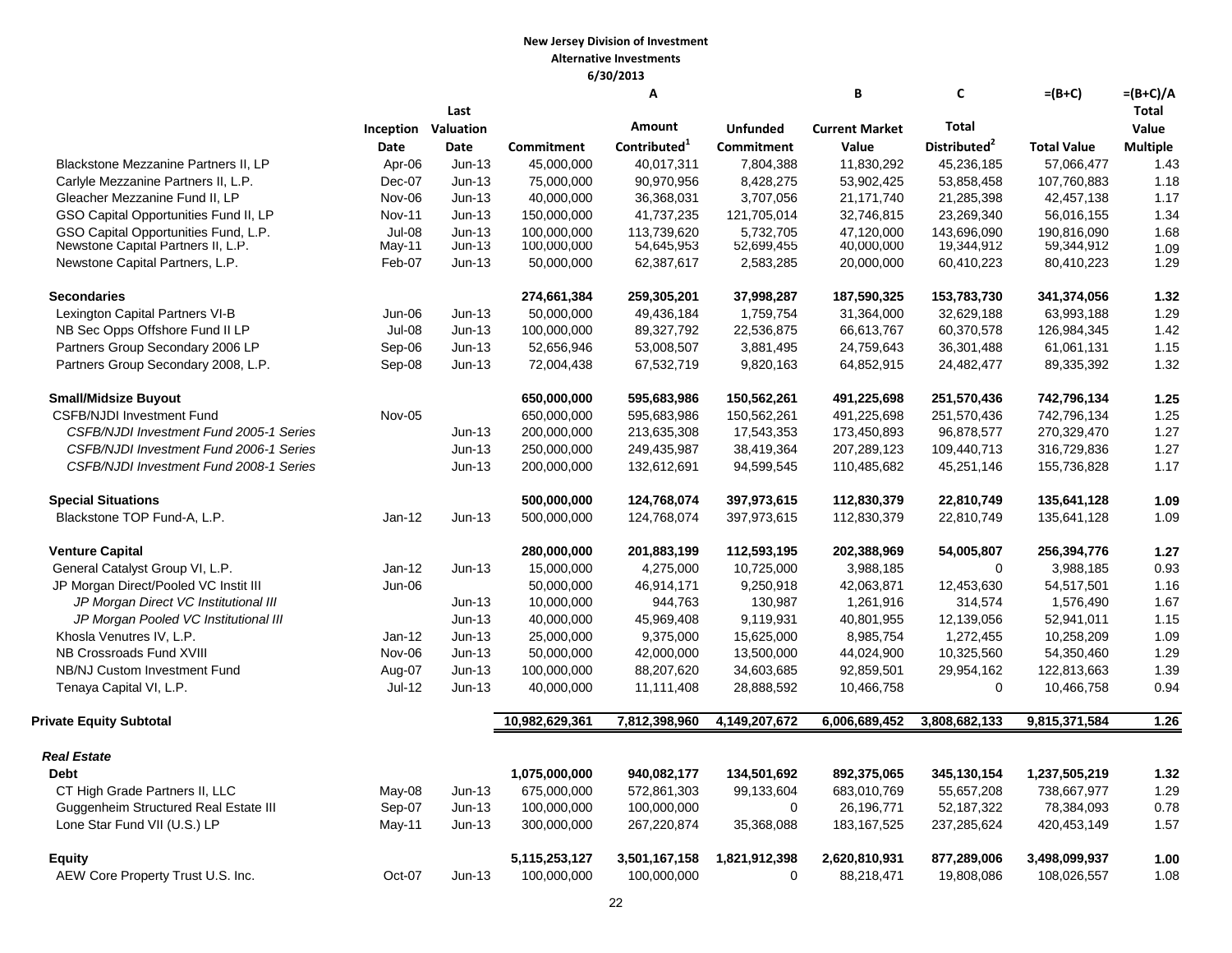**New Jersey Division of Investment**
**Alternative Investments**
**6/30/2013**

| | Inception Date | Last Valuation Date | Commitment | A Amount Contributed[1] | Unfunded Commitment | B Current Market Value | C Total Distributed[2] | =(B+C) Total Value | =(B+C)/A Total Value Multiple |
|---|---|---|---|---|---|---|---|---|---|
| Blackstone Mezzanine Partners II, LP | Apr-06 | Jun-13 | 45,000,000 | 40,017,311 | 7,804,388 | 11,830,292 | 45,236,185 | 57,066,477 | 1.43 |
| Carlyle Mezzanine Partners II, L.P. | Dec-07 | Jun-13 | 75,000,000 | 90,970,956 | 8,428,275 | 53,902,425 | 53,858,458 | 107,760,883 | 1.18 |
| Gleacher Mezzanine Fund II, LP | Nov-06 | Jun-13 | 40,000,000 | 36,368,031 | 3,707,056 | 21,171,740 | 21,285,398 | 42,457,138 | 1.17 |
| GSO Capital Opportunities Fund II, LP | Nov-11 | Jun-13 | 150,000,000 | 41,737,235 | 121,705,014 | 32,746,815 | 23,269,340 | 56,016,155 | 1.34 |
| GSO Capital Opportunities Fund, L.P. | Jul-08 | Jun-13 | 100,000,000 | 113,739,620 | 5,732,705 | 47,120,000 | 143,696,090 | 190,816,090 | 1.68 |
| Newstone Capital Partners II, L.P. | May-11 | Jun-13 | 100,000,000 | 54,645,953 | 52,699,455 | 40,000,000 | 19,344,912 | 59,344,912 | 1.09 |
| Newstone Capital Partners, L.P. | Feb-07 | Jun-13 | 50,000,000 | 62,387,617 | 2,583,285 | 20,000,000 | 60,410,223 | 80,410,223 | 1.29 |
| **Secondaries** | | | **274,661,384** | **259,305,201** | **37,998,287** | **187,590,325** | **153,783,730** | **341,374,056** | **1.32** |
| Lexington Capital Partners VI-B | Jun-06 | Jun-13 | 50,000,000 | 49,436,184 | 1,759,754 | 31,364,000 | 32,629,188 | 63,993,188 | 1.29 |
| NB Sec Opps Offshore Fund II LP | Jul-08 | Jun-13 | 100,000,000 | 89,327,792 | 22,536,875 | 66,613,767 | 60,370,578 | 126,984,345 | 1.42 |
| Partners Group Secondary 2006 LP | Sep-06 | Jun-13 | 52,656,946 | 53,008,507 | 3,881,495 | 24,759,643 | 36,301,488 | 61,061,131 | 1.15 |
| Partners Group Secondary 2008, L.P. | Sep-08 | Jun-13 | 72,004,438 | 67,532,719 | 9,820,163 | 64,852,915 | 24,482,477 | 89,335,392 | 1.32 |
| **Small/Midsize Buyout** | | | **650,000,000** | **595,683,986** | **150,562,261** | **491,225,698** | **251,570,436** | **742,796,134** | **1.25** |
| CSFB/NJDI Investment Fund | Nov-05 | | 650,000,000 | 595,683,986 | 150,562,261 | 491,225,698 | 251,570,436 | 742,796,134 | 1.25 |
| *CSFB/NJDI Investment Fund 2005-1 Series* | | Jun-13 | 200,000,000 | 213,635,308 | 17,543,353 | 173,450,893 | 96,878,577 | 270,329,470 | 1.27 |
| *CSFB/NJDI Investment Fund 2006-1 Series* | | Jun-13 | 250,000,000 | 249,435,987 | 38,419,364 | 207,289,123 | 109,440,713 | 316,729,836 | 1.27 |
| *CSFB/NJDI Investment Fund 2008-1 Series* | | Jun-13 | 200,000,000 | 132,612,691 | 94,599,545 | 110,485,682 | 45,251,146 | 155,736,828 | 1.17 |
| **Special Situations** | | | **500,000,000** | **124,768,074** | **397,973,615** | **112,830,379** | **22,810,749** | **135,641,128** | **1.09** |
| Blackstone TOP Fund-A, L.P. | Jan-12 | Jun-13 | 500,000,000 | 124,768,074 | 397,973,615 | 112,830,379 | 22,810,749 | 135,641,128 | 1.09 |
| **Venture Capital** | | | **280,000,000** | **201,883,199** | **112,593,195** | **202,388,969** | **54,005,807** | **256,394,776** | **1.27** |
| General Catalyst Group VI, L.P. | Jan-12 | Jun-13 | 15,000,000 | 4,275,000 | 10,725,000 | 3,988,185 | 0 | 3,988,185 | 0.93 |
| JP Morgan Direct/Pooled VC Instit III | Jun-06 | | 50,000,000 | 46,914,171 | 9,250,918 | 42,063,871 | 12,453,630 | 54,517,501 | 1.16 |
| *JP Morgan Direct VC Institutional III* | | Jun-13 | 10,000,000 | 944,763 | 130,987 | 1,261,916 | 314,574 | 1,576,490 | 1.67 |
| *JP Morgan Pooled VC Institutional III* | | Jun-13 | 40,000,000 | 45,969,408 | 9,119,931 | 40,801,955 | 12,139,056 | 52,941,011 | 1.15 |
| Khosla Venutres IV, L.P. | Jan-12 | Jun-13 | 25,000,000 | 9,375,000 | 15,625,000 | 8,985,754 | 1,272,455 | 10,258,209 | 1.09 |
| NB Crossroads Fund XVIII | Nov-06 | Jun-13 | 50,000,000 | 42,000,000 | 13,500,000 | 44,024,900 | 10,325,560 | 54,350,460 | 1.29 |
| NB/NJ Custom Investment Fund | Aug-07 | Jun-13 | 100,000,000 | 88,207,620 | 34,603,685 | 92,859,501 | 29,954,162 | 122,813,663 | 1.39 |
| Tenaya Capital VI, L.P. | Jul-12 | Jun-13 | 40,000,000 | 11,111,408 | 28,888,592 | 10,466,758 | 0 | 10,466,758 | 0.94 |
| **Private Equity Subtotal** | | | **10,982,629,361** | **7,812,398,960** | **4,149,207,672** | **6,006,689,452** | **3,808,682,133** | **9,815,371,584** | **1.26** |
| ***Real Estate*** | | | | | | | | | |
| **Debt** | | | **1,075,000,000** | **940,082,177** | **134,501,692** | **892,375,065** | **345,130,154** | **1,237,505,219** | **1.32** |
| CT High Grade Partners II, LLC | May-08 | Jun-13 | 675,000,000 | 572,861,303 | 99,133,604 | 683,010,769 | 55,657,208 | 738,667,977 | 1.29 |
| Guggenheim Structured Real Estate III | Sep-07 | Jun-13 | 100,000,000 | 100,000,000 | 0 | 26,196,771 | 52,187,322 | 78,384,093 | 0.78 |
| Lone Star Fund VII (U.S.) LP | May-11 | Jun-13 | 300,000,000 | 267,220,874 | 35,368,088 | 183,167,525 | 237,285,624 | 420,453,149 | 1.57 |
| **Equity** | | | **5,115,253,127** | **3,501,167,158** | **1,821,912,398** | **2,620,810,931** | **877,289,006** | **3,498,099,937** | **1.00** |
| AEW Core Property Trust U.S. Inc. | Oct-07 | Jun-13 | 100,000,000 | 100,000,000 | 0 | 88,218,471 | 19,808,086 | 108,026,557 | 1.08 |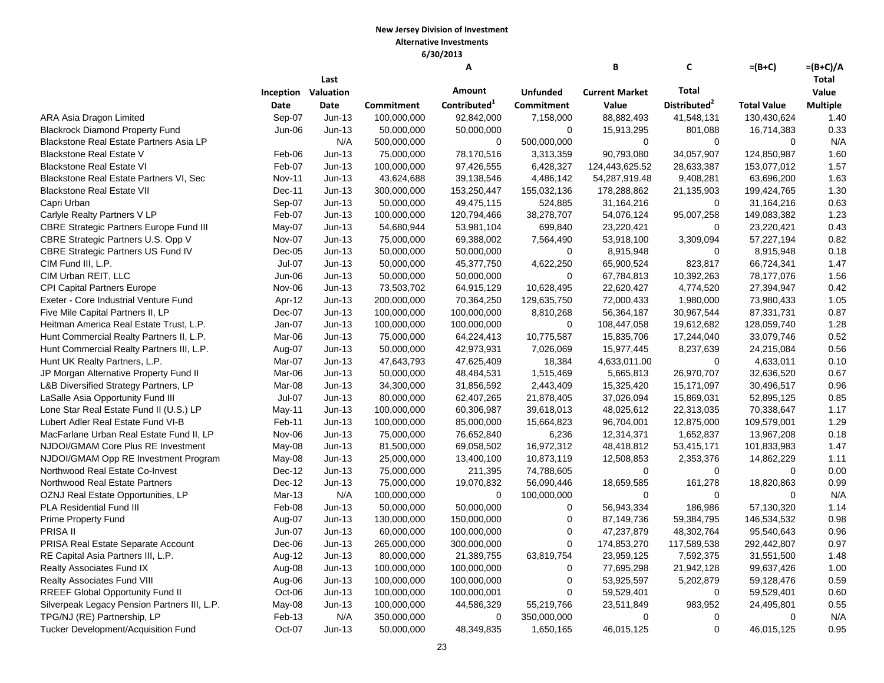**New Jersey Division of Investment**
**Alternative Investments**
**6/30/2013**

| | Inception Date | Last Valuation Date | Commitment | A<br>Amount Contributed[1] | Unfunded Commitment | B<br>Current Market Value | C<br>Total Distributed[2] | =(B+C)<br>Total Value | =(B+C)/A<br>Total Value Multiple |
|---|---|---|---|---|---|---|---|---|---|
| ARA Asia Dragon Limited | Sep-07 | Jun-13 | 100,000,000 | 92,842,000 | 7,158,000 | 88,882,493 | 41,548,131 | 130,430,624 | 1.40 |
| Blackrock Diamond Property Fund | Jun-06 | Jun-13 | 50,000,000 | 50,000,000 | 0 | 15,913,295 | 801,088 | 16,714,383 | 0.33 |
| Blackstone Real Estate Partners Asia LP | | N/A | 500,000,000 | 0 | 500,000,000 | 0 | 0 | 0 | N/A |
| Blackstone Real Estate V | Feb-06 | Jun-13 | 75,000,000 | 78,170,516 | 3,313,359 | 90,793,080 | 34,057,907 | 124,850,987 | 1.60 |
| Blackstone Real Estate VI | Feb-07 | Jun-13 | 100,000,000 | 97,426,555 | 6,428,327 | 124,443,625.52 | 28,633,387 | 153,077,012 | 1.57 |
| Blackstone Real Estate Partners VI, Sec | Nov-11 | Jun-13 | 43,624,688 | 39,138,546 | 4,486,142 | 54,287,919.48 | 9,408,281 | 63,696,200 | 1.63 |
| Blackstone Real Estate VII | Dec-11 | Jun-13 | 300,000,000 | 153,250,447 | 155,032,136 | 178,288,862 | 21,135,903 | 199,424,765 | 1.30 |
| Capri Urban | Sep-07 | Jun-13 | 50,000,000 | 49,475,115 | 524,885 | 31,164,216 | 0 | 31,164,216 | 0.63 |
| Carlyle Realty Partners V LP | Feb-07 | Jun-13 | 100,000,000 | 120,794,466 | 38,278,707 | 54,076,124 | 95,007,258 | 149,083,382 | 1.23 |
| CBRE Strategic Partners Europe Fund III | May-07 | Jun-13 | 54,680,944 | 53,981,104 | 699,840 | 23,220,421 | 0 | 23,220,421 | 0.43 |
| CBRE Strategic Partners U.S. Opp V | Nov-07 | Jun-13 | 75,000,000 | 69,388,002 | 7,564,490 | 53,918,100 | 3,309,094 | 57,227,194 | 0.82 |
| CBRE Strategic Partners US Fund IV | Dec-05 | Jun-13 | 50,000,000 | 50,000,000 | 0 | 8,915,948 | 0 | 8,915,948 | 0.18 |
| CIM Fund III, L.P. | Jul-07 | Jun-13 | 50,000,000 | 45,377,750 | 4,622,250 | 65,900,524 | 823,817 | 66,724,341 | 1.47 |
| CIM Urban REIT, LLC | Jun-06 | Jun-13 | 50,000,000 | 50,000,000 | 0 | 67,784,813 | 10,392,263 | 78,177,076 | 1.56 |
| CPI Capital Partners Europe | Nov-06 | Jun-13 | 73,503,702 | 64,915,129 | 10,628,495 | 22,620,427 | 4,774,520 | 27,394,947 | 0.42 |
| Exeter - Core Industrial Venture Fund | Apr-12 | Jun-13 | 200,000,000 | 70,364,250 | 129,635,750 | 72,000,433 | 1,980,000 | 73,980,433 | 1.05 |
| Five Mile Capital Partners II, LP | Dec-07 | Jun-13 | 100,000,000 | 100,000,000 | 8,810,268 | 56,364,187 | 30,967,544 | 87,331,731 | 0.87 |
| Heitman America Real Estate Trust, L.P. | Jan-07 | Jun-13 | 100,000,000 | 100,000,000 | 0 | 108,447,058 | 19,612,682 | 128,059,740 | 1.28 |
| Hunt Commercial Realty Partners II, L.P. | Mar-06 | Jun-13 | 75,000,000 | 64,224,413 | 10,775,587 | 15,835,706 | 17,244,040 | 33,079,746 | 0.52 |
| Hunt Commercial Realty Partners III, L.P. | Aug-07 | Jun-13 | 50,000,000 | 42,973,931 | 7,026,069 | 15,977,445 | 8,237,639 | 24,215,084 | 0.56 |
| Hunt UK Realty Partners, L.P. | Mar-07 | Jun-13 | 47,643,793 | 47,625,409 | 18,384 | 4,633,011.00 | 0 | 4,633,011 | 0.10 |
| JP Morgan Alternative Property Fund II | Mar-06 | Jun-13 | 50,000,000 | 48,484,531 | 1,515,469 | 5,665,813 | 26,970,707 | 32,636,520 | 0.67 |
| L&B Diversified Strategy Partners, LP | Mar-08 | Jun-13 | 34,300,000 | 31,856,592 | 2,443,409 | 15,325,420 | 15,171,097 | 30,496,517 | 0.96 |
| LaSalle Asia Opportunity Fund III | Jul-07 | Jun-13 | 80,000,000 | 62,407,265 | 21,878,405 | 37,026,094 | 15,869,031 | 52,895,125 | 0.85 |
| Lone Star Real Estate Fund II (U.S.) LP | May-11 | Jun-13 | 100,000,000 | 60,306,987 | 39,618,013 | 48,025,612 | 22,313,035 | 70,338,647 | 1.17 |
| Lubert Adler Real Estate Fund VI-B | Feb-11 | Jun-13 | 100,000,000 | 85,000,000 | 15,664,823 | 96,704,001 | 12,875,000 | 109,579,001 | 1.29 |
| MacFarlane Urban Real Estate Fund II, LP | Nov-06 | Jun-13 | 75,000,000 | 76,652,840 | 6,236 | 12,314,371 | 1,652,837 | 13,967,208 | 0.18 |
| NJDOI/GMAM Core Plus RE Investment | May-08 | Jun-13 | 81,500,000 | 69,058,502 | 16,972,312 | 48,418,812 | 53,415,171 | 101,833,983 | 1.47 |
| NJDOI/GMAM Opp RE Investment Program | May-08 | Jun-13 | 25,000,000 | 13,400,100 | 10,873,119 | 12,508,853 | 2,353,376 | 14,862,229 | 1.11 |
| Northwood Real Estate Co-Invest | Dec-12 | Jun-13 | 75,000,000 | 211,395 | 74,788,605 | 0 | 0 | 0 | 0.00 |
| Northwood Real Estate Partners | Dec-12 | Jun-13 | 75,000,000 | 19,070,832 | 56,090,446 | 18,659,585 | 161,278 | 18,820,863 | 0.99 |
| OZNJ Real Estate Opportunities, LP | Mar-13 | N/A | 100,000,000 | 0 | 100,000,000 | 0 | 0 | 0 | N/A |
| PLA Residential Fund III | Feb-08 | Jun-13 | 50,000,000 | 50,000,000 | 0 | 56,943,334 | 186,986 | 57,130,320 | 1.14 |
| Prime Property Fund | Aug-07 | Jun-13 | 130,000,000 | 150,000,000 | 0 | 87,149,736 | 59,384,795 | 146,534,532 | 0.98 |
| PRISA II | Jun-07 | Jun-13 | 60,000,000 | 100,000,000 | 0 | 47,237,879 | 48,302,764 | 95,540,643 | 0.96 |
| PRISA Real Estate Separate Account | Dec-06 | Jun-13 | 265,000,000 | 300,000,000 | 0 | 174,853,270 | 117,589,538 | 292,442,807 | 0.97 |
| RE Capital Asia Partners III, L.P. | Aug-12 | Jun-13 | 80,000,000 | 21,389,755 | 63,819,754 | 23,959,125 | 7,592,375 | 31,551,500 | 1.48 |
| Realty Associates Fund IX | Aug-08 | Jun-13 | 100,000,000 | 100,000,000 | 0 | 77,695,298 | 21,942,128 | 99,637,426 | 1.00 |
| Realty Associates Fund VIII | Aug-06 | Jun-13 | 100,000,000 | 100,000,000 | 0 | 53,925,597 | 5,202,879 | 59,128,476 | 0.59 |
| RREEF Global Opportunity Fund II | Oct-06 | Jun-13 | 100,000,000 | 100,000,001 | 0 | 59,529,401 | 0 | 59,529,401 | 0.60 |
| Silverpeak Legacy Pension Partners III, L.P. | May-08 | Jun-13 | 100,000,000 | 44,586,329 | 55,219,766 | 23,511,849 | 983,952 | 24,495,801 | 0.55 |
| TPG/NJ (RE) Partnership, LP | Feb-13 | N/A | 350,000,000 | 0 | 350,000,000 | 0 | 0 | 0 | N/A |
| Tucker Development/Acquisition Fund | Oct-07 | Jun-13 | 50,000,000 | 48,349,835 | 1,650,165 | 46,015,125 | 0 | 46,015,125 | 0.95 |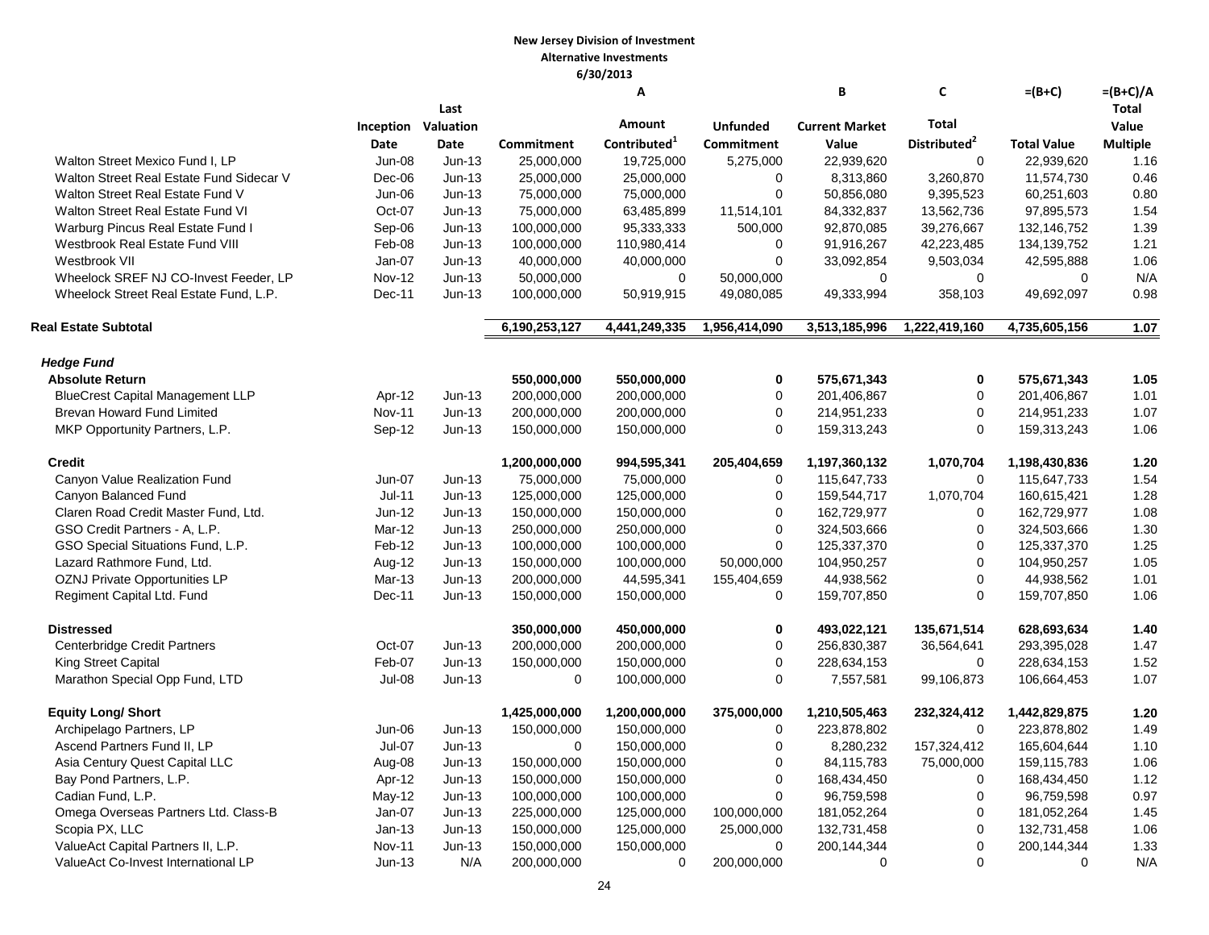**New Jersey Division of Investment**
**Alternative Investments**
**6/30/2013**

| | Inception Date | Last Valuation Date | Commitment | A<br>Amount Contributed[1] | Unfunded Commitment | B<br>Current Market Value | C<br>Total Distributed[2] | =(B+C)<br>Total Value | =(B+C)/A<br>Total Value Multiple |
|---|---|---|---|---|---|---|---|---|---|
| Walton Street Mexico Fund I, LP | Jun-08 | Jun-13 | 25,000,000 | 19,725,000 | 5,275,000 | 22,939,620 | 0 | 22,939,620 | 1.16 |
| Walton Street Real Estate Fund Sidecar V | Dec-06 | Jun-13 | 25,000,000 | 25,000,000 | 0 | 8,313,860 | 3,260,870 | 11,574,730 | 0.46 |
| Walton Street Real Estate Fund V | Jun-06 | Jun-13 | 75,000,000 | 75,000,000 | 0 | 50,856,080 | 9,395,523 | 60,251,603 | 0.80 |
| Walton Street Real Estate Fund VI | Oct-07 | Jun-13 | 75,000,000 | 63,485,899 | 11,514,101 | 84,332,837 | 13,562,736 | 97,895,573 | 1.54 |
| Warburg Pincus Real Estate Fund I | Sep-06 | Jun-13 | 100,000,000 | 95,333,333 | 500,000 | 92,870,085 | 39,276,667 | 132,146,752 | 1.39 |
| Westbrook Real Estate Fund VIII | Feb-08 | Jun-13 | 100,000,000 | 110,980,414 | 0 | 91,916,267 | 42,223,485 | 134,139,752 | 1.21 |
| Westbrook VII | Jan-07 | Jun-13 | 40,000,000 | 40,000,000 | 0 | 33,092,854 | 9,503,034 | 42,595,888 | 1.06 |
| Wheelock SREF NJ CO-Invest Feeder, LP | Nov-12 | Jun-13 | 50,000,000 | 0 | 50,000,000 | 0 | 0 | 0 | N/A |
| Wheelock Street Real Estate Fund, L.P. | Dec-11 | Jun-13 | 100,000,000 | 50,919,915 | 49,080,085 | 49,333,994 | 358,103 | 49,692,097 | 0.98 |
| **Real Estate Subtotal** | | | **6,190,253,127** | **4,441,249,335** | **1,956,414,090** | **3,513,185,996** | **1,222,419,160** | **4,735,605,156** | **1.07** |
| ***Hedge Fund*** | | | | | | | | | |
| **Absolute Return** | | | **550,000,000** | **550,000,000** | **0** | **575,671,343** | **0** | **575,671,343** | **1.05** |
| BlueCrest Capital Management LLP | Apr-12 | Jun-13 | 200,000,000 | 200,000,000 | 0 | 201,406,867 | 0 | 201,406,867 | 1.01 |
| Brevan Howard Fund Limited | Nov-11 | Jun-13 | 200,000,000 | 200,000,000 | 0 | 214,951,233 | 0 | 214,951,233 | 1.07 |
| MKP Opportunity Partners, L.P. | Sep-12 | Jun-13 | 150,000,000 | 150,000,000 | 0 | 159,313,243 | 0 | 159,313,243 | 1.06 |
| **Credit** | | | **1,200,000,000** | **994,595,341** | **205,404,659** | **1,197,360,132** | **1,070,704** | **1,198,430,836** | **1.20** |
| Canyon Value Realization Fund | Jun-07 | Jun-13 | 75,000,000 | 75,000,000 | 0 | 115,647,733 | 0 | 115,647,733 | 1.54 |
| Canyon Balanced Fund | Jul-11 | Jun-13 | 125,000,000 | 125,000,000 | 0 | 159,544,717 | 1,070,704 | 160,615,421 | 1.28 |
| Claren Road Credit Master Fund, Ltd. | Jun-12 | Jun-13 | 150,000,000 | 150,000,000 | 0 | 162,729,977 | 0 | 162,729,977 | 1.08 |
| GSO Credit Partners - A, L.P. | Mar-12 | Jun-13 | 250,000,000 | 250,000,000 | 0 | 324,503,666 | 0 | 324,503,666 | 1.30 |
| GSO Special Situations Fund, L.P. | Feb-12 | Jun-13 | 100,000,000 | 100,000,000 | 0 | 125,337,370 | 0 | 125,337,370 | 1.25 |
| Lazard Rathmore Fund, Ltd. | Aug-12 | Jun-13 | 150,000,000 | 100,000,000 | 50,000,000 | 104,950,257 | 0 | 104,950,257 | 1.05 |
| OZNJ Private Opportunities LP | Mar-13 | Jun-13 | 200,000,000 | 44,595,341 | 155,404,659 | 44,938,562 | 0 | 44,938,562 | 1.01 |
| Regiment Capital Ltd. Fund | Dec-11 | Jun-13 | 150,000,000 | 150,000,000 | 0 | 159,707,850 | 0 | 159,707,850 | 1.06 |
| **Distressed** | | | **350,000,000** | **450,000,000** | **0** | **493,022,121** | **135,671,514** | **628,693,634** | **1.40** |
| Centerbridge Credit Partners | Oct-07 | Jun-13 | 200,000,000 | 200,000,000 | 0 | 256,830,387 | 36,564,641 | 293,395,028 | 1.47 |
| King Street Capital | Feb-07 | Jun-13 | 150,000,000 | 150,000,000 | 0 | 228,634,153 | 0 | 228,634,153 | 1.52 |
| Marathon Special Opp Fund, LTD | Jul-08 | Jun-13 | 0 | 100,000,000 | 0 | 7,557,581 | 99,106,873 | 106,664,453 | 1.07 |
| **Equity Long/ Short** | | | **1,425,000,000** | **1,200,000,000** | **375,000,000** | **1,210,505,463** | **232,324,412** | **1,442,829,875** | **1.20** |
| Archipelago Partners, LP | Jun-06 | Jun-13 | 150,000,000 | 150,000,000 | 0 | 223,878,802 | 0 | 223,878,802 | 1.49 |
| Ascend Partners Fund II, LP | Jul-07 | Jun-13 | 0 | 150,000,000 | 0 | 8,280,232 | 157,324,412 | 165,604,644 | 1.10 |
| Asia Century Quest Capital LLC | Aug-08 | Jun-13 | 150,000,000 | 150,000,000 | 0 | 84,115,783 | 75,000,000 | 159,115,783 | 1.06 |
| Bay Pond Partners, L.P. | Apr-12 | Jun-13 | 150,000,000 | 150,000,000 | 0 | 168,434,450 | 0 | 168,434,450 | 1.12 |
| Cadian Fund, L.P. | May-12 | Jun-13 | 100,000,000 | 100,000,000 | 0 | 96,759,598 | 0 | 96,759,598 | 0.97 |
| Omega Overseas Partners Ltd. Class-B | Jan-07 | Jun-13 | 225,000,000 | 125,000,000 | 100,000,000 | 181,052,264 | 0 | 181,052,264 | 1.45 |
| Scopia PX, LLC | Jan-13 | Jun-13 | 150,000,000 | 125,000,000 | 25,000,000 | 132,731,458 | 0 | 132,731,458 | 1.06 |
| ValueAct Capital Partners II, L.P. | Nov-11 | Jun-13 | 150,000,000 | 150,000,000 | 0 | 200,144,344 | 0 | 200,144,344 | 1.33 |
| ValueAct Co-Invest International LP | Jun-13 | N/A | 200,000,000 | 0 | 200,000,000 | 0 | 0 | 0 | N/A |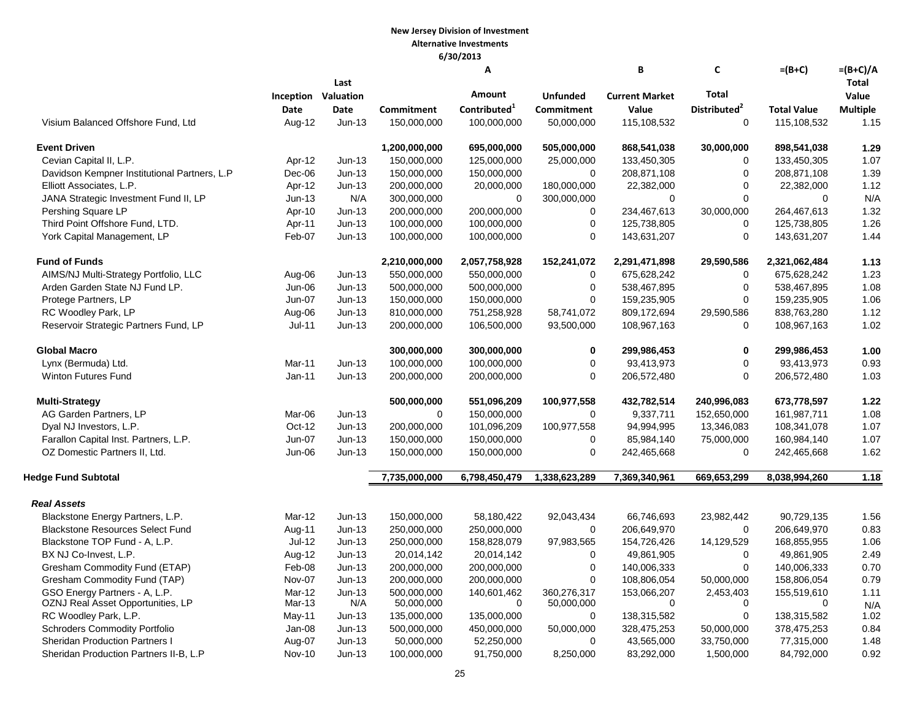**New Jersey Division of Investment**
**Alternative Investments**
**6/30/2013**

| | Inception Date | Last Valuation Date | Commitment | A<br>Amount Contributed[1] | Unfunded Commitment | B<br>Current Market Value | C<br>Total Distributed[2] | =(B+C)<br>Total Value | =(B+C)/A<br>Total Value Multiple |
|---|---|---|---|---|---|---|---|---|---|
| Visium Balanced Offshore Fund, Ltd | Aug-12 | Jun-13 | 150,000,000 | 100,000,000 | 50,000,000 | 115,108,532 | 0 | 115,108,532 | 1.15 |
| **Event Driven** | | | **1,200,000,000** | **695,000,000** | **505,000,000** | **868,541,038** | **30,000,000** | **898,541,038** | **1.29** |
| Cevian Capital II, L.P. | Apr-12 | Jun-13 | 150,000,000 | 125,000,000 | 25,000,000 | 133,450,305 | 0 | 133,450,305 | 1.07 |
| Davidson Kempner Institutional Partners, L.P | Dec-06 | Jun-13 | 150,000,000 | 150,000,000 | 0 | 208,871,108 | 0 | 208,871,108 | 1.39 |
| Elliott Associates, L.P. | Apr-12 | Jun-13 | 200,000,000 | 20,000,000 | 180,000,000 | 22,382,000 | 0 | 22,382,000 | 1.12 |
| JANA Strategic Investment Fund II, LP | Jun-13 | N/A | 300,000,000 | 0 | 300,000,000 | 0 | 0 | 0 | N/A |
| Pershing Square LP | Apr-10 | Jun-13 | 200,000,000 | 200,000,000 | 0 | 234,467,613 | 30,000,000 | 264,467,613 | 1.32 |
| Third Point Offshore Fund, LTD. | Apr-11 | Jun-13 | 100,000,000 | 100,000,000 | 0 | 125,738,805 | 0 | 125,738,805 | 1.26 |
| York Capital Management, LP | Feb-07 | Jun-13 | 100,000,000 | 100,000,000 | 0 | 143,631,207 | 0 | 143,631,207 | 1.44 |
| **Fund of Funds** | | | **2,210,000,000** | **2,057,758,928** | **152,241,072** | **2,291,471,898** | **29,590,586** | **2,321,062,484** | **1.13** |
| AIMS/NJ Multi-Strategy Portfolio, LLC | Aug-06 | Jun-13 | 550,000,000 | 550,000,000 | 0 | 675,628,242 | 0 | 675,628,242 | 1.23 |
| Arden Garden State NJ Fund LP. | Jun-06 | Jun-13 | 500,000,000 | 500,000,000 | 0 | 538,467,895 | 0 | 538,467,895 | 1.08 |
| Protege Partners, LP | Jun-07 | Jun-13 | 150,000,000 | 150,000,000 | 0 | 159,235,905 | 0 | 159,235,905 | 1.06 |
| RC Woodley Park, LP | Aug-06 | Jun-13 | 810,000,000 | 751,258,928 | 58,741,072 | 809,172,694 | 29,590,586 | 838,763,280 | 1.12 |
| Reservoir Strategic Partners Fund, LP | Jul-11 | Jun-13 | 200,000,000 | 106,500,000 | 93,500,000 | 108,967,163 | 0 | 108,967,163 | 1.02 |
| **Global Macro** | | | **300,000,000** | **300,000,000** | **0** | **299,986,453** | **0** | **299,986,453** | **1.00** |
| Lynx (Bermuda) Ltd. | Mar-11 | Jun-13 | 100,000,000 | 100,000,000 | 0 | 93,413,973 | 0 | 93,413,973 | 0.93 |
| Winton Futures Fund | Jan-11 | Jun-13 | 200,000,000 | 200,000,000 | 0 | 206,572,480 | 0 | 206,572,480 | 1.03 |
| **Multi-Strategy** | | | **500,000,000** | **551,096,209** | **100,977,558** | **432,782,514** | **240,996,083** | **673,778,597** | **1.22** |
| AG Garden Partners, LP | Mar-06 | Jun-13 | 0 | 150,000,000 | 0 | 9,337,711 | 152,650,000 | 161,987,711 | 1.08 |
| Dyal NJ Investors, L.P. | Oct-12 | Jun-13 | 200,000,000 | 101,096,209 | 100,977,558 | 94,994,995 | 13,346,083 | 108,341,078 | 1.07 |
| Farallon Capital Inst. Partners, L.P. | Jun-07 | Jun-13 | 150,000,000 | 150,000,000 | 0 | 85,984,140 | 75,000,000 | 160,984,140 | 1.07 |
| OZ Domestic Partners II, Ltd. | Jun-06 | Jun-13 | 150,000,000 | 150,000,000 | 0 | 242,465,668 | 0 | 242,465,668 | 1.62 |
| **Hedge Fund Subtotal** | | | **7,735,000,000** | **6,798,450,479** | **1,338,623,289** | **7,369,340,961** | **669,653,299** | **8,038,994,260** | **1.18** |
| ***Real Assets*** | | | | | | | | | |
| Blackstone Energy Partners, L.P. | Mar-12 | Jun-13 | 150,000,000 | 58,180,422 | 92,043,434 | 66,746,693 | 23,982,442 | 90,729,135 | 1.56 |
| Blackstone Resources Select Fund | Aug-11 | Jun-13 | 250,000,000 | 250,000,000 | 0 | 206,649,970 | 0 | 206,649,970 | 0.83 |
| Blackstone TOP Fund - A, L.P. | Jul-12 | Jun-13 | 250,000,000 | 158,828,079 | 97,983,565 | 154,726,426 | 14,129,529 | 168,855,955 | 1.06 |
| BX NJ Co-Invest, L.P. | Aug-12 | Jun-13 | 20,014,142 | 20,014,142 | 0 | 49,861,905 | 0 | 49,861,905 | 2.49 |
| Gresham Commodity Fund (ETAP) | Feb-08 | Jun-13 | 200,000,000 | 200,000,000 | 0 | 140,006,333 | 0 | 140,006,333 | 0.70 |
| Gresham Commodity Fund (TAP) | Nov-07 | Jun-13 | 200,000,000 | 200,000,000 | 0 | 108,806,054 | 50,000,000 | 158,806,054 | 0.79 |
| GSO Energy Partners - A, L.P. | Mar-12 | Jun-13 | 500,000,000 | 140,601,462 | 360,276,317 | 153,066,207 | 2,453,403 | 155,519,610 | 1.11 |
| OZNJ Real Asset Opportunities, LP | Mar-13 | N/A | 50,000,000 | 0 | 50,000,000 | 0 | 0 | 0 | N/A |
| RC Woodley Park, L.P. | May-11 | Jun-13 | 135,000,000 | 135,000,000 | 0 | 138,315,582 | 0 | 138,315,582 | 1.02 |
| Schroders Commodity Portfolio | Jan-08 | Jun-13 | 500,000,000 | 450,000,000 | 50,000,000 | 328,475,253 | 50,000,000 | 378,475,253 | 0.84 |
| Sheridan Production Partners I | Aug-07 | Jun-13 | 50,000,000 | 52,250,000 | 0 | 43,565,000 | 33,750,000 | 77,315,000 | 1.48 |
| Sheridan Production Partners II-B, L.P | Nov-10 | Jun-13 | 100,000,000 | 91,750,000 | 8,250,000 | 83,292,000 | 1,500,000 | 84,792,000 | 0.92 |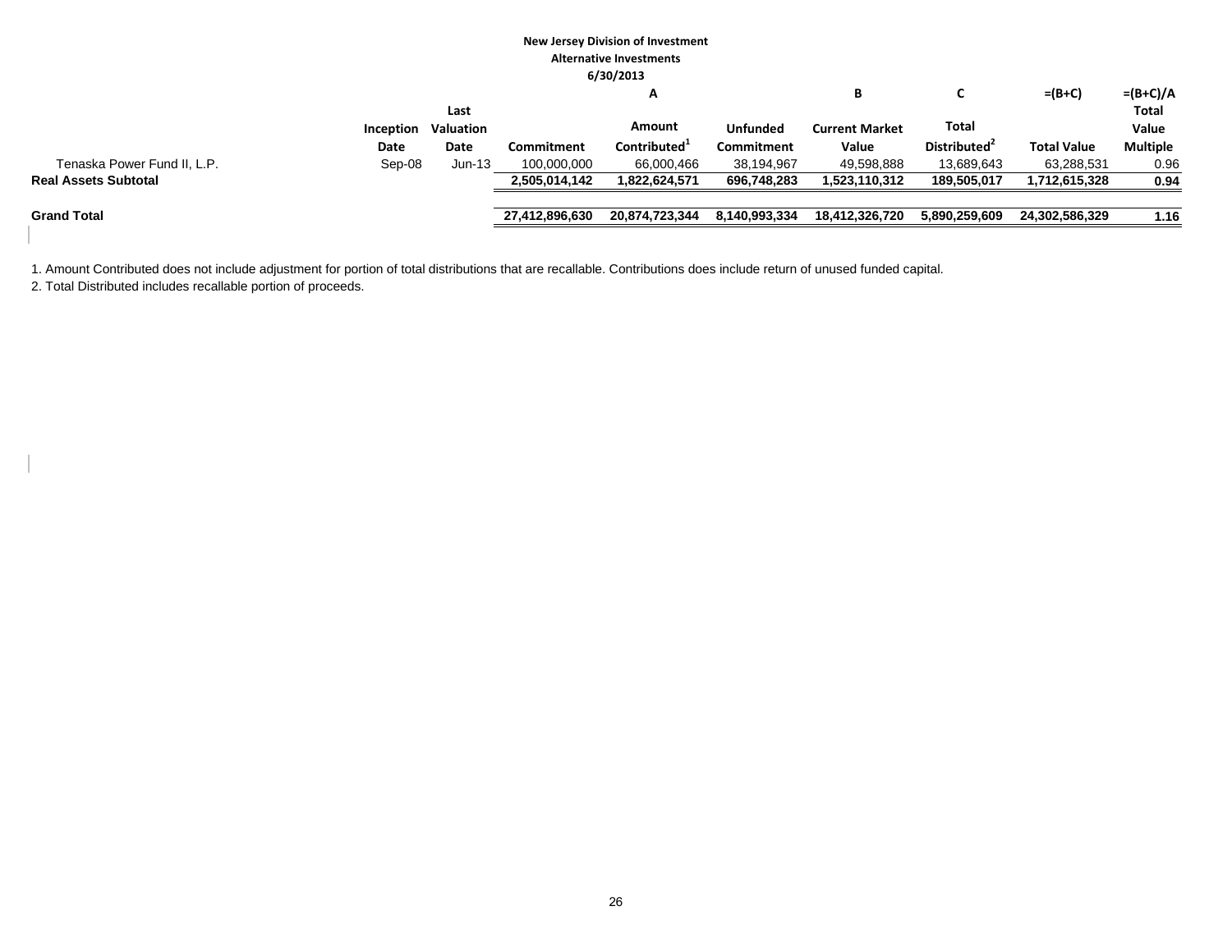**New Jersey Division of Investment**

**Alternative Investments**

**6/30/2013**

| | Inception Date | Last Valuation Date | Commitment | A<br>Amount Contributed[1] | Unfunded Commitment | B<br>Current Market Value | C<br>Total Distributed[2] | =(B+C)<br>Total Value | =(B+C)/A<br>Total Value Multiple |
|---|---|---|---|---|---|---|---|---|---|
| Tenaska Power Fund II, L.P. | Sep-08 | Jun-13 | 100,000,000 | 66,000,466 | 38,194,967 | 49,598,888 | 13,689,643 | 63,288,531 | 0.96 |
| **Real Assets Subtotal** | | | **2,505,014,142** | **1,822,624,571** | **696,748,283** | **1,523,110,312** | **189,505,017** | **1,712,615,328** | **0.94** |
| | | | | | | | | | |
| **Grand Total** | | | **27,412,896,630** | **20,874,723,344** | **8,140,993,334** | **18,412,326,720** | **5,890,259,609** | **24,302,586,329** | **1.16** |

1. Amount Contributed does not include adjustment for portion of total distributions that are recallable. Contributions does include return of unused funded capital.

2. Total Distributed includes recallable portion of proceeds.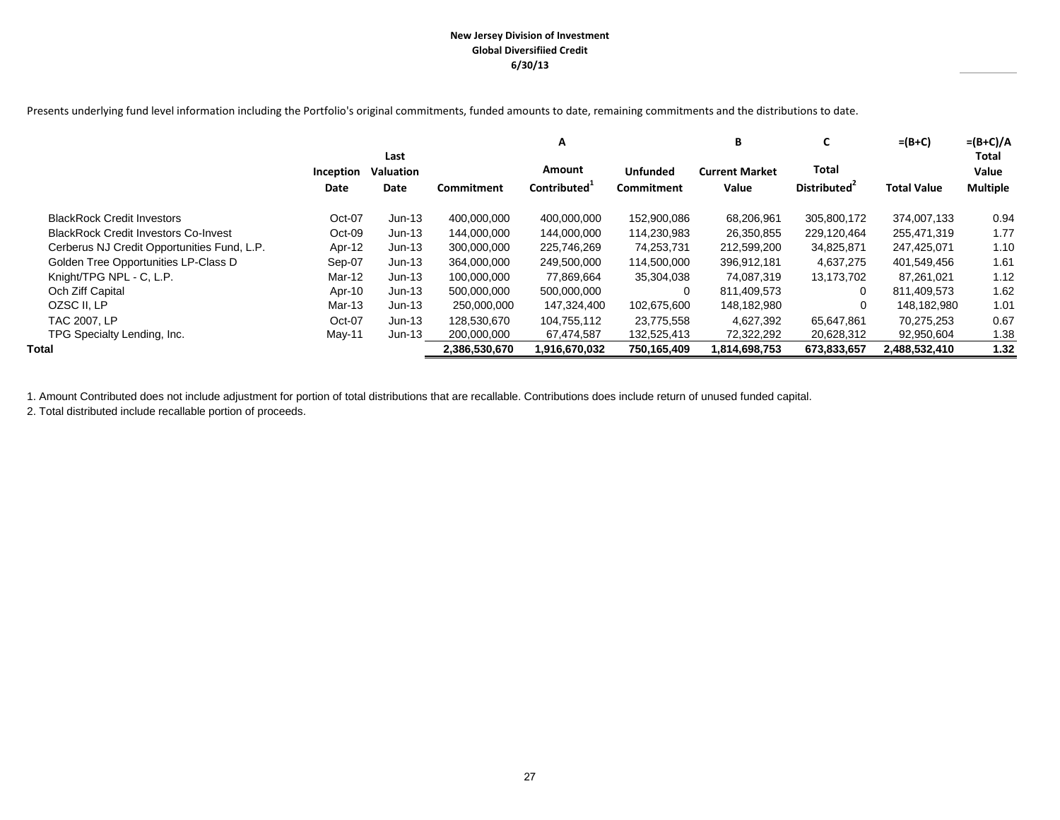**New Jersey Division of Investment**
**Global Diversifiied Credit**
**6/30/13**

Presents underlying fund level information including the Portfolio's original commitments, funded amounts to date, remaining commitments and the distributions to date.

| | | | | A | | B | C | =(B+C) | =(B+C)/A |
|---|---|---|---|---|---|---|---|---|---|
| | Inception Date | Last Valuation Date | Commitment | Amount Contributed[1] | Unfunded Commitment | Current Market Value | Total Distributed[2] | Total Value | Total Value Multiple |
| BlackRock Credit Investors | Oct-07 | Jun-13 | 400,000,000 | 400,000,000 | 152,900,086 | 68,206,961 | 305,800,172 | 374,007,133 | 0.94 |
| BlackRock Credit Investors Co-Invest | Oct-09 | Jun-13 | 144,000,000 | 144,000,000 | 114,230,983 | 26,350,855 | 229,120,464 | 255,471,319 | 1.77 |
| Cerberus NJ Credit Opportunities Fund, L.P. | Apr-12 | Jun-13 | 300,000,000 | 225,746,269 | 74,253,731 | 212,599,200 | 34,825,871 | 247,425,071 | 1.10 |
| Golden Tree Opportunities LP-Class D | Sep-07 | Jun-13 | 364,000,000 | 249,500,000 | 114,500,000 | 396,912,181 | 4,637,275 | 401,549,456 | 1.61 |
| Knight/TPG NPL - C, L.P. | Mar-12 | Jun-13 | 100,000,000 | 77,869,664 | 35,304,038 | 74,087,319 | 13,173,702 | 87,261,021 | 1.12 |
| Och Ziff Capital | Apr-10 | Jun-13 | 500,000,000 | 500,000,000 | 0 | 811,409,573 | 0 | 811,409,573 | 1.62 |
| OZSC II, LP | Mar-13 | Jun-13 | 250,000,000 | 147,324,400 | 102,675,600 | 148,182,980 | 0 | 148,182,980 | 1.01 |
| TAC 2007, LP | Oct-07 | Jun-13 | 128,530,670 | 104,755,112 | 23,775,558 | 4,627,392 | 65,647,861 | 70,275,253 | 0.67 |
| TPG Specialty Lending, Inc. | May-11 | Jun-13 | 200,000,000 | 67,474,587 | 132,525,413 | 72,322,292 | 20,628,312 | 92,950,604 | 1.38 |
| **Total** | | | **2,386,530,670** | **1,916,670,032** | **750,165,409** | **1,814,698,753** | **673,833,657** | **2,488,532,410** | **1.32** |

1. Amount Contributed does not include adjustment for portion of total distributions that are recallable. Contributions does include return of unused funded capital.
2. Total distributed include recallable portion of proceeds.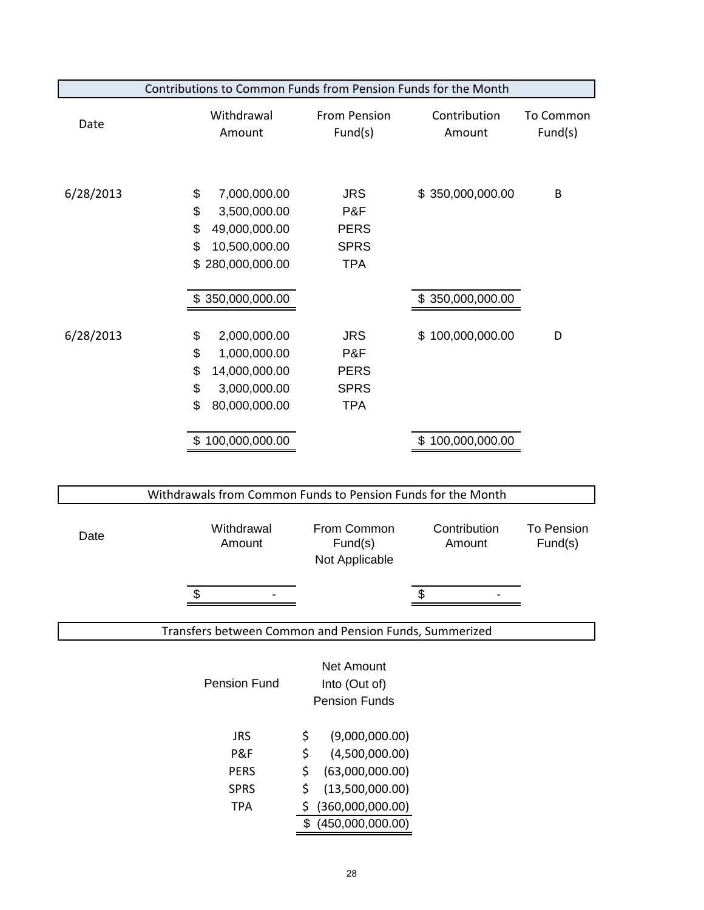## Contributions to Common Funds from Pension Funds for the Month

| Date | Withdrawal Amount | From Pension Fund(s) | Contribution Amount | To Common Fund(s) |
|---|---|---|---|---|
| 6/28/2013 | $ 7,000,000.00 | JRS | $ 350,000,000.00 | B |
| | $ 3,500,000.00 | P&F | | |
| | $ 49,000,000.00 | PERS | | |
| | $ 10,500,000.00 | SPRS | | |
| | $ 280,000,000.00 | TPA | | |
| | $ 350,000,000.00 | | $ 350,000,000.00 | |
| 6/28/2013 | $ 2,000,000.00 | JRS | $ 100,000,000.00 | D |
| | $ 1,000,000.00 | P&F | | |
| | $ 14,000,000.00 | PERS | | |
| | $ 3,000,000.00 | SPRS | | |
| | $ 80,000,000.00 | TPA | | |
| | $ 100,000,000.00 | | $ 100,000,000.00 | |

## Withdrawals from Common Funds to Pension Funds for the Month

| Date | Withdrawal Amount | From Common Fund(s) | Contribution Amount | To Pension Fund(s) |
|---|---|---|---|---|
| | | Not Applicable | | |
| | $ - | | $ - | |

## Transfers between Common and Pension Funds, Summerized

| Pension Fund | Net Amount Into (Out of) Pension Funds |
|---|---|
| JRS | $ (9,000,000.00) |
| P&F | $ (4,500,000.00) |
| PERS | $ (63,000,000.00) |
| SPRS | $ (13,500,000.00) |
| TPA | $ (360,000,000.00) |
| | $ (450,000,000.00) |